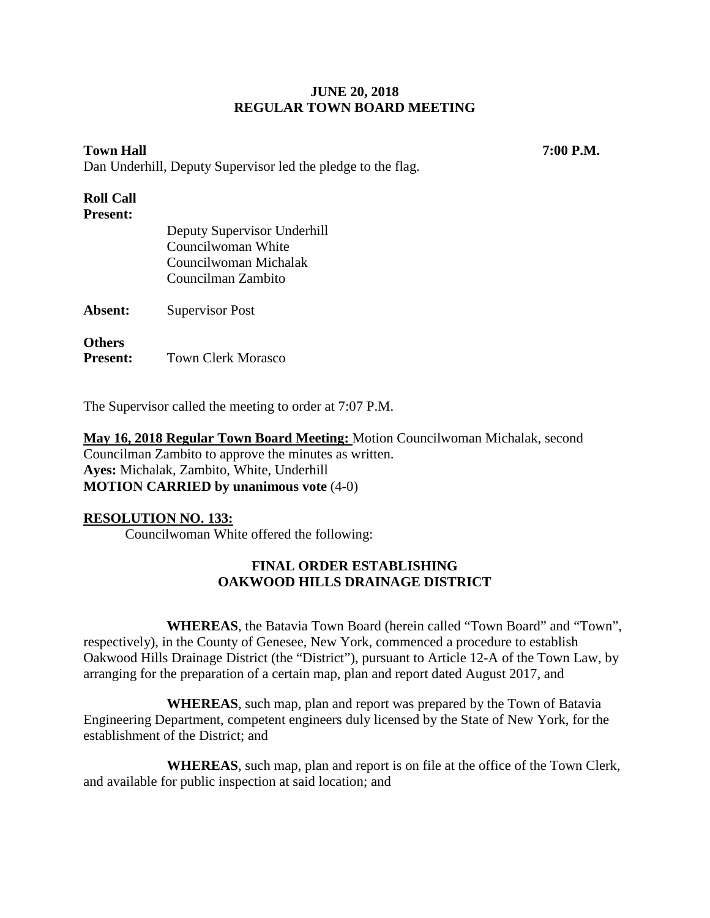**JUNE 20, 2018**
**REGULAR TOWN BOARD MEETING**

**Town Hall** **7:00 P.M.**

Dan Underhill, Deputy Supervisor led the pledge to the flag.

**Roll Call**
**Present:**

Deputy Supervisor Underhill
Councilwoman White
Councilwoman Michalak
Councilman Zambito

**Absent:** Supervisor Post

**Others**
**Present:** Town Clerk Morasco

The Supervisor called the meeting to order at 7:07 P.M.

**May 16, 2018 Regular Town Board Meeting:** Motion Councilwoman Michalak, second Councilman Zambito to approve the minutes as written.
**Ayes:** Michalak, Zambito, White, Underhill
**MOTION CARRIED by unanimous vote** (4-0)

**RESOLUTION NO. 133:**

Councilwoman White offered the following:

**FINAL ORDER ESTABLISHING**
**OAKWOOD HILLS DRAINAGE DISTRICT**

**WHEREAS**, the Batavia Town Board (herein called "Town Board" and "Town", respectively), in the County of Genesee, New York, commenced a procedure to establish Oakwood Hills Drainage District (the "District"), pursuant to Article 12-A of the Town Law, by arranging for the preparation of a certain map, plan and report dated August 2017, and

**WHEREAS**, such map, plan and report was prepared by the Town of Batavia Engineering Department, competent engineers duly licensed by the State of New York, for the establishment of the District; and

**WHEREAS**, such map, plan and report is on file at the office of the Town Clerk, and available for public inspection at said location; and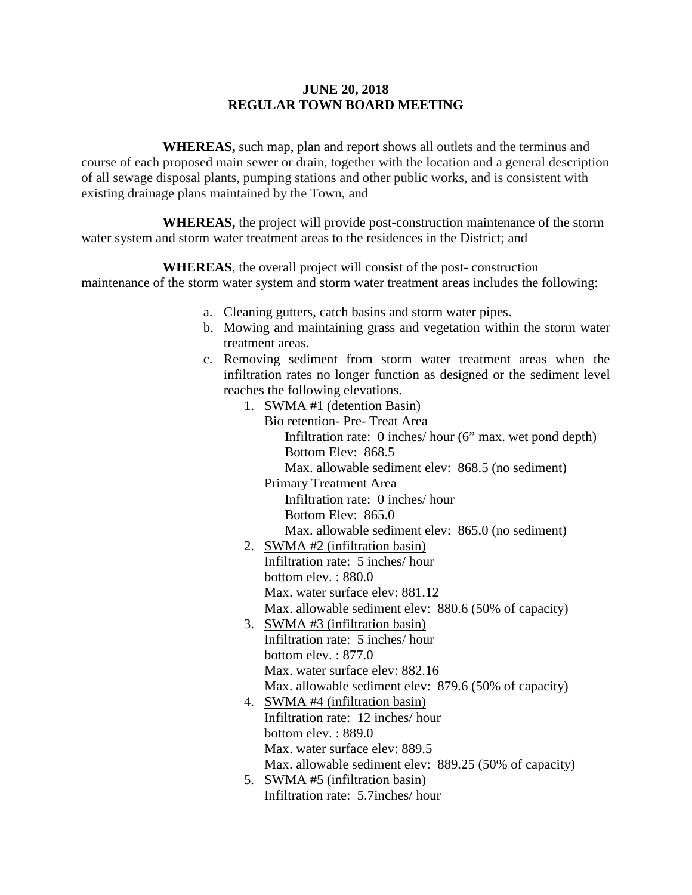**JUNE 20, 2018**
**REGULAR TOWN BOARD MEETING**

**WHEREAS,** such map, plan and report shows all outlets and the terminus and course of each proposed main sewer or drain, together with the location and a general description of all sewage disposal plants, pumping stations and other public works, and is consistent with existing drainage plans maintained by the Town, and

**WHEREAS,** the project will provide post-construction maintenance of the storm water system and storm water treatment areas to the residences in the District; and

**WHEREAS**, the overall project will consist of the post- construction maintenance of the storm water system and storm water treatment areas includes the following:

a. Cleaning gutters, catch basins and storm water pipes.
b. Mowing and maintaining grass and vegetation within the storm water treatment areas.
c. Removing sediment from storm water treatment areas when the infiltration rates no longer function as designed or the sediment level reaches the following elevations.
    1. SWMA #1 (detention Basin)
       Bio retention- Pre- Treat Area
          Infiltration rate: 0 inches/ hour (6" max. wet pond depth)
          Bottom Elev: 868.5
          Max. allowable sediment elev: 868.5 (no sediment)
       Primary Treatment Area
          Infiltration rate: 0 inches/ hour
          Bottom Elev: 865.0
          Max. allowable sediment elev: 865.0 (no sediment)
    2. SWMA #2 (infiltration basin)
       Infiltration rate: 5 inches/ hour
       bottom elev. : 880.0
       Max. water surface elev: 881.12
       Max. allowable sediment elev: 880.6 (50% of capacity)
    3. SWMA #3 (infiltration basin)
       Infiltration rate: 5 inches/ hour
       bottom elev. : 877.0
       Max. water surface elev: 882.16
       Max. allowable sediment elev: 879.6 (50% of capacity)
    4. SWMA #4 (infiltration basin)
       Infiltration rate: 12 inches/ hour
       bottom elev. : 889.0
       Max. water surface elev: 889.5
       Max. allowable sediment elev: 889.25 (50% of capacity)
    5. SWMA #5 (infiltration basin)
       Infiltration rate: 5.7inches/ hour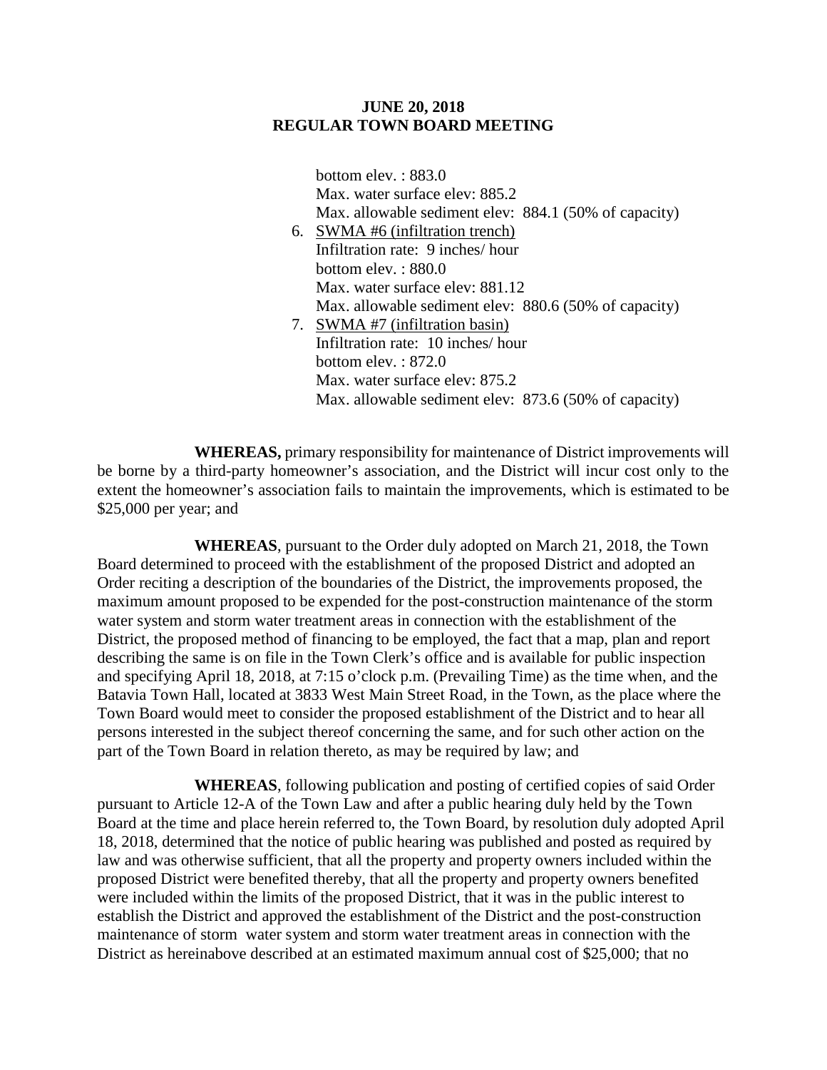bottom elev. : 883.0
Max. water surface elev: 885.2
Max. allowable sediment elev: 884.1 (50% of capacity)

6. SWMA #6 (infiltration trench)
   Infiltration rate: 9 inches/ hour
   bottom elev. : 880.0
   Max. water surface elev: 881.12
   Max. allowable sediment elev: 880.6 (50% of capacity)
7. SWMA #7 (infiltration basin)
   Infiltration rate: 10 inches/ hour
   bottom elev. : 872.0
   Max. water surface elev: 875.2
   Max. allowable sediment elev: 873.6 (50% of capacity)

**WHEREAS,** primary responsibility for maintenance of District improvements will be borne by a third-party homeowner's association, and the District will incur cost only to the extent the homeowner's association fails to maintain the improvements, which is estimated to be $25,000 per year; and

**WHEREAS**, pursuant to the Order duly adopted on March 21, 2018, the Town Board determined to proceed with the establishment of the proposed District and adopted an Order reciting a description of the boundaries of the District, the improvements proposed, the maximum amount proposed to be expended for the post-construction maintenance of the storm water system and storm water treatment areas in connection with the establishment of the District, the proposed method of financing to be employed, the fact that a map, plan and report describing the same is on file in the Town Clerk's office and is available for public inspection and specifying April 18, 2018, at 7:15 o'clock p.m. (Prevailing Time) as the time when, and the Batavia Town Hall, located at 3833 West Main Street Road, in the Town, as the place where the Town Board would meet to consider the proposed establishment of the District and to hear all persons interested in the subject thereof concerning the same, and for such other action on the part of the Town Board in relation thereto, as may be required by law; and

**WHEREAS**, following publication and posting of certified copies of said Order pursuant to Article 12-A of the Town Law and after a public hearing duly held by the Town Board at the time and place herein referred to, the Town Board, by resolution duly adopted April 18, 2018, determined that the notice of public hearing was published and posted as required by law and was otherwise sufficient, that all the property and property owners included within the proposed District were benefited thereby, that all the property and property owners benefited were included within the limits of the proposed District, that it was in the public interest to establish the District and approved the establishment of the District and the post-construction maintenance of storm water system and storm water treatment areas in connection with the District as hereinabove described at an estimated maximum annual cost of $25,000; that no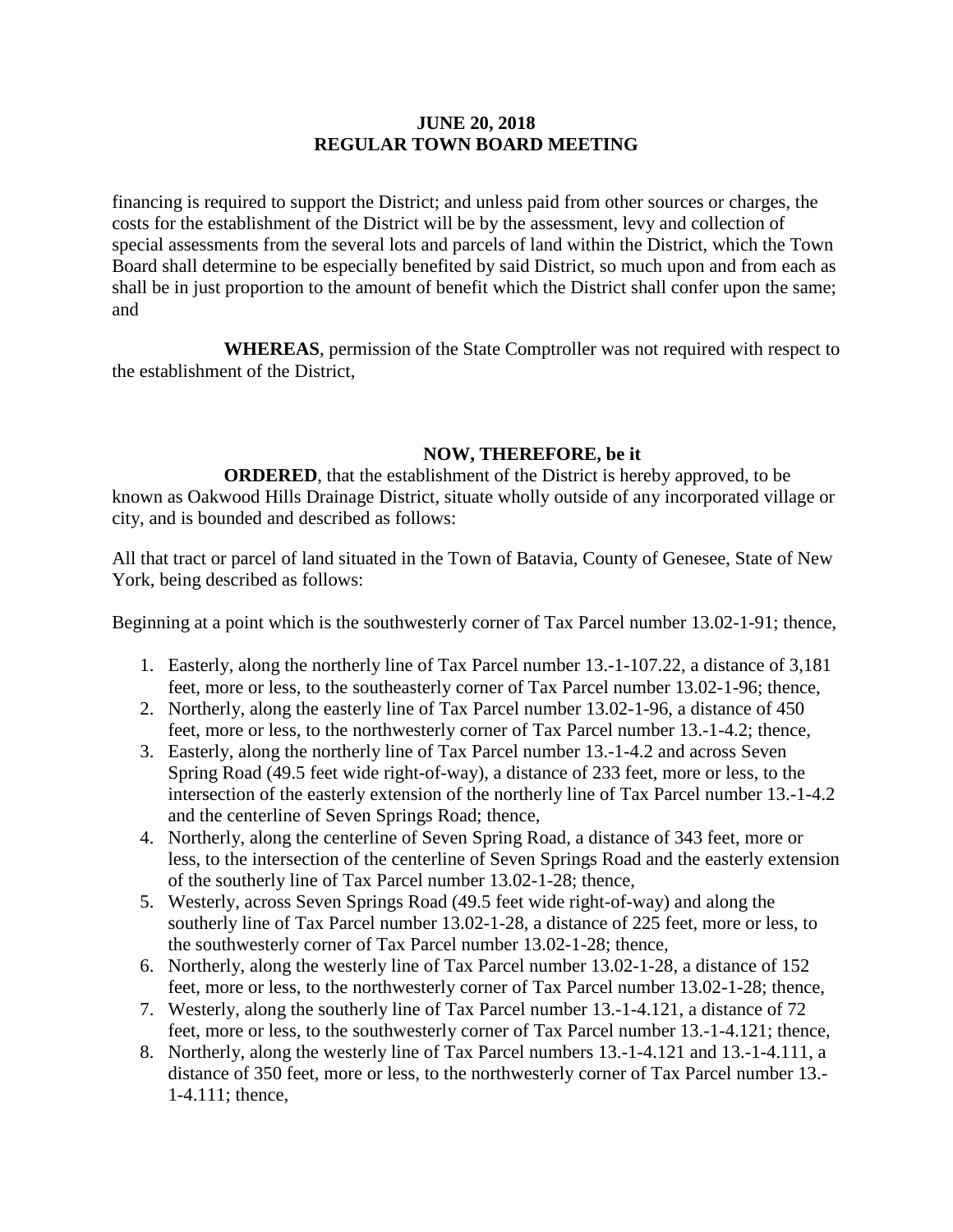financing is required to support the District; and unless paid from other sources or charges, the costs for the establishment of the District will be by the assessment, levy and collection of special assessments from the several lots and parcels of land within the District, which the Town Board shall determine to be especially benefited by said District, so much upon and from each as shall be in just proportion to the amount of benefit which the District shall confer upon the same; and

**WHEREAS**, permission of the State Comptroller was not required with respect to the establishment of the District,

**NOW, THEREFORE, be it**

**ORDERED**, that the establishment of the District is hereby approved, to be known as Oakwood Hills Drainage District, situate wholly outside of any incorporated village or city, and is bounded and described as follows:

All that tract or parcel of land situated in the Town of Batavia, County of Genesee, State of New York, being described as follows:

Beginning at a point which is the southwesterly corner of Tax Parcel number 13.02-1-91; thence,

1. Easterly, along the northerly line of Tax Parcel number 13.-1-107.22, a distance of 3,181 feet, more or less, to the southeasterly corner of Tax Parcel number 13.02-1-96; thence,
2. Northerly, along the easterly line of Tax Parcel number 13.02-1-96, a distance of 450 feet, more or less, to the northwesterly corner of Tax Parcel number 13.-1-4.2; thence,
3. Easterly, along the northerly line of Tax Parcel number 13.-1-4.2 and across Seven Spring Road (49.5 feet wide right-of-way), a distance of 233 feet, more or less, to the intersection of the easterly extension of the northerly line of Tax Parcel number 13.-1-4.2 and the centerline of Seven Springs Road; thence,
4. Northerly, along the centerline of Seven Spring Road, a distance of 343 feet, more or less, to the intersection of the centerline of Seven Springs Road and the easterly extension of the southerly line of Tax Parcel number 13.02-1-28; thence,
5. Westerly, across Seven Springs Road (49.5 feet wide right-of-way) and along the southerly line of Tax Parcel number 13.02-1-28, a distance of 225 feet, more or less, to the southwesterly corner of Tax Parcel number 13.02-1-28; thence,
6. Northerly, along the westerly line of Tax Parcel number 13.02-1-28, a distance of 152 feet, more or less, to the northwesterly corner of Tax Parcel number 13.02-1-28; thence,
7. Westerly, along the southerly line of Tax Parcel number 13.-1-4.121, a distance of 72 feet, more or less, to the southwesterly corner of Tax Parcel number 13.-1-4.121; thence,
8. Northerly, along the westerly line of Tax Parcel numbers 13.-1-4.121 and 13.-1-4.111, a distance of 350 feet, more or less, to the northwesterly corner of Tax Parcel number 13.-1-4.111; thence,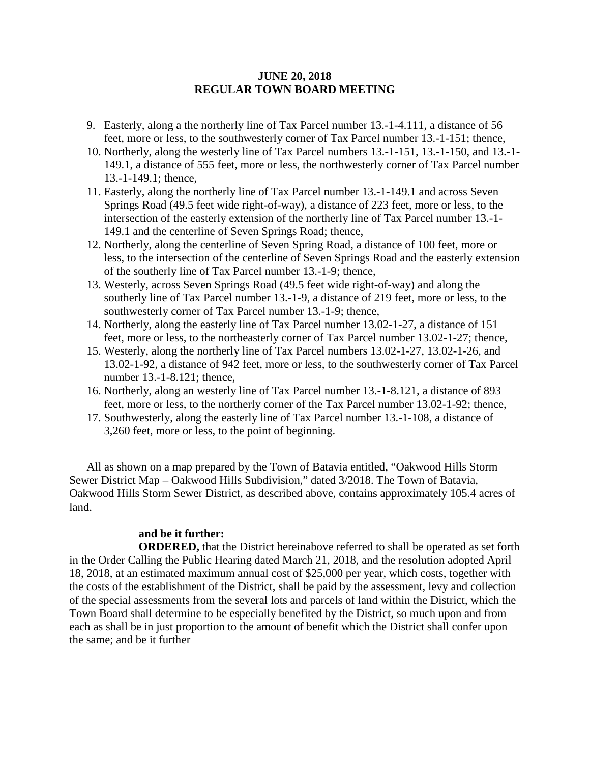9. Easterly, along a the northerly line of Tax Parcel number 13.-1-4.111, a distance of 56 feet, more or less, to the southwesterly corner of Tax Parcel number 13.-1-151; thence,
10. Northerly, along the westerly line of Tax Parcel numbers 13.-1-151, 13.-1-150, and 13.-1-149.1, a distance of 555 feet, more or less, the northwesterly corner of Tax Parcel number 13.-1-149.1; thence,
11. Easterly, along the northerly line of Tax Parcel number 13.-1-149.1 and across Seven Springs Road (49.5 feet wide right-of-way), a distance of 223 feet, more or less, to the intersection of the easterly extension of the northerly line of Tax Parcel number 13.-1-149.1 and the centerline of Seven Springs Road; thence,
12. Northerly, along the centerline of Seven Spring Road, a distance of 100 feet, more or less, to the intersection of the centerline of Seven Springs Road and the easterly extension of the southerly line of Tax Parcel number 13.-1-9; thence,
13. Westerly, across Seven Springs Road (49.5 feet wide right-of-way) and along the southerly line of Tax Parcel number 13.-1-9, a distance of 219 feet, more or less, to the southwesterly corner of Tax Parcel number 13.-1-9; thence,
14. Northerly, along the easterly line of Tax Parcel number 13.02-1-27, a distance of 151 feet, more or less, to the northeasterly corner of Tax Parcel number 13.02-1-27; thence,
15. Westerly, along the northerly line of Tax Parcel numbers 13.02-1-27, 13.02-1-26, and 13.02-1-92, a distance of 942 feet, more or less, to the southwesterly corner of Tax Parcel number 13.-1-8.121; thence,
16. Northerly, along an westerly line of Tax Parcel number 13.-1-8.121, a distance of 893 feet, more or less, to the northerly corner of the Tax Parcel number 13.02-1-92; thence,
17. Southwesterly, along the easterly line of Tax Parcel number 13.-1-108, a distance of 3,260 feet, more or less, to the point of beginning.

All as shown on a map prepared by the Town of Batavia entitled, "Oakwood Hills Storm Sewer District Map – Oakwood Hills Subdivision," dated 3/2018. The Town of Batavia, Oakwood Hills Storm Sewer District, as described above, contains approximately 105.4 acres of land.

**and be it further:**

**ORDERED,** that the District hereinabove referred to shall be operated as set forth in the Order Calling the Public Hearing dated March 21, 2018, and the resolution adopted April 18, 2018, at an estimated maximum annual cost of $25,000 per year, which costs, together with the costs of the establishment of the District, shall be paid by the assessment, levy and collection of the special assessments from the several lots and parcels of land within the District, which the Town Board shall determine to be especially benefited by the District, so much upon and from each as shall be in just proportion to the amount of benefit which the District shall confer upon the same; and be it further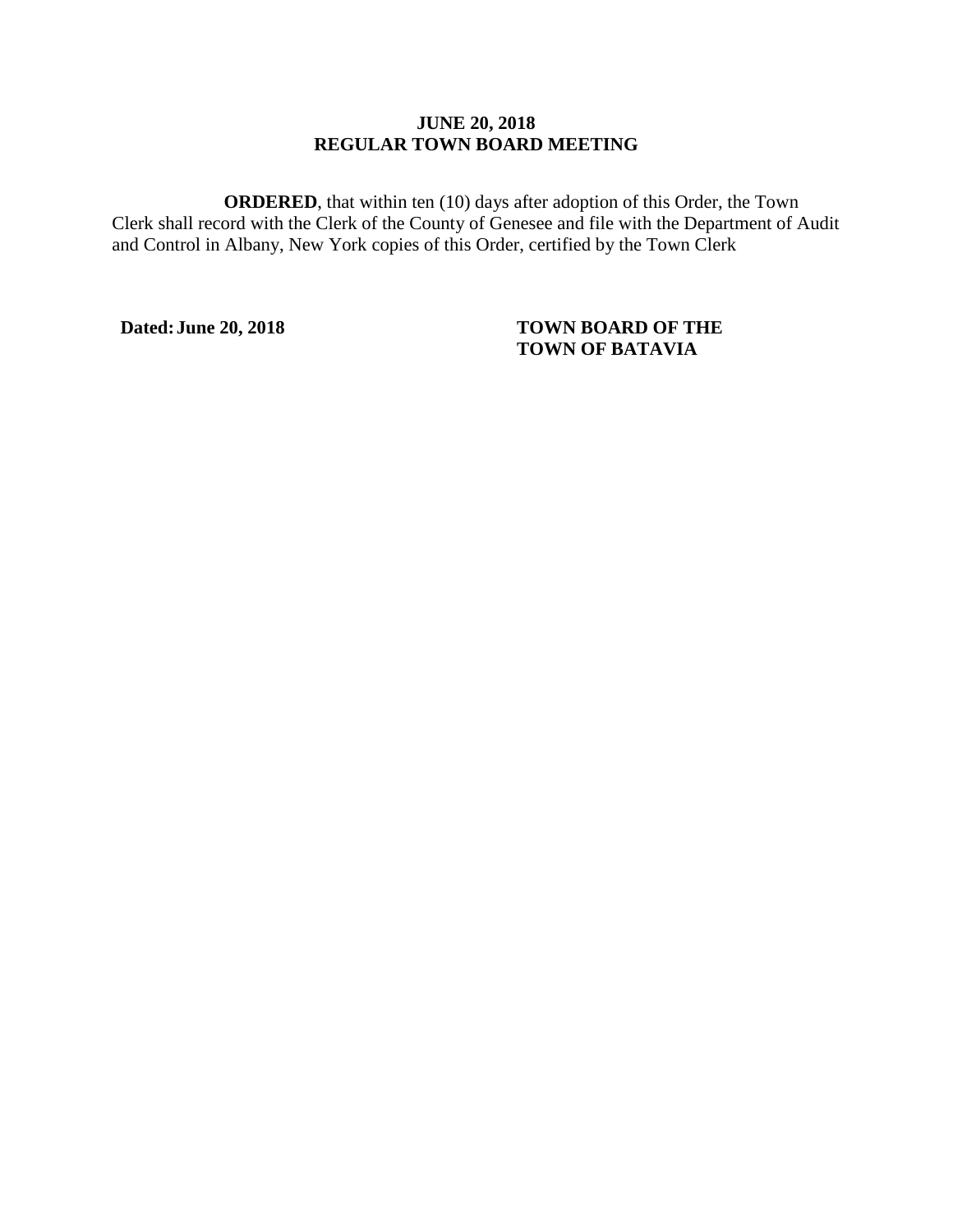**JUNE 20, 2018**
**REGULAR TOWN BOARD MEETING**

**ORDERED**, that within ten (10) days after adoption of this Order, the Town Clerk shall record with the Clerk of the County of Genesee and file with the Department of Audit and Control in Albany, New York copies of this Order, certified by the Town Clerk

**Dated: June 20, 2018**

**TOWN BOARD OF THE**
**TOWN OF BATAVIA**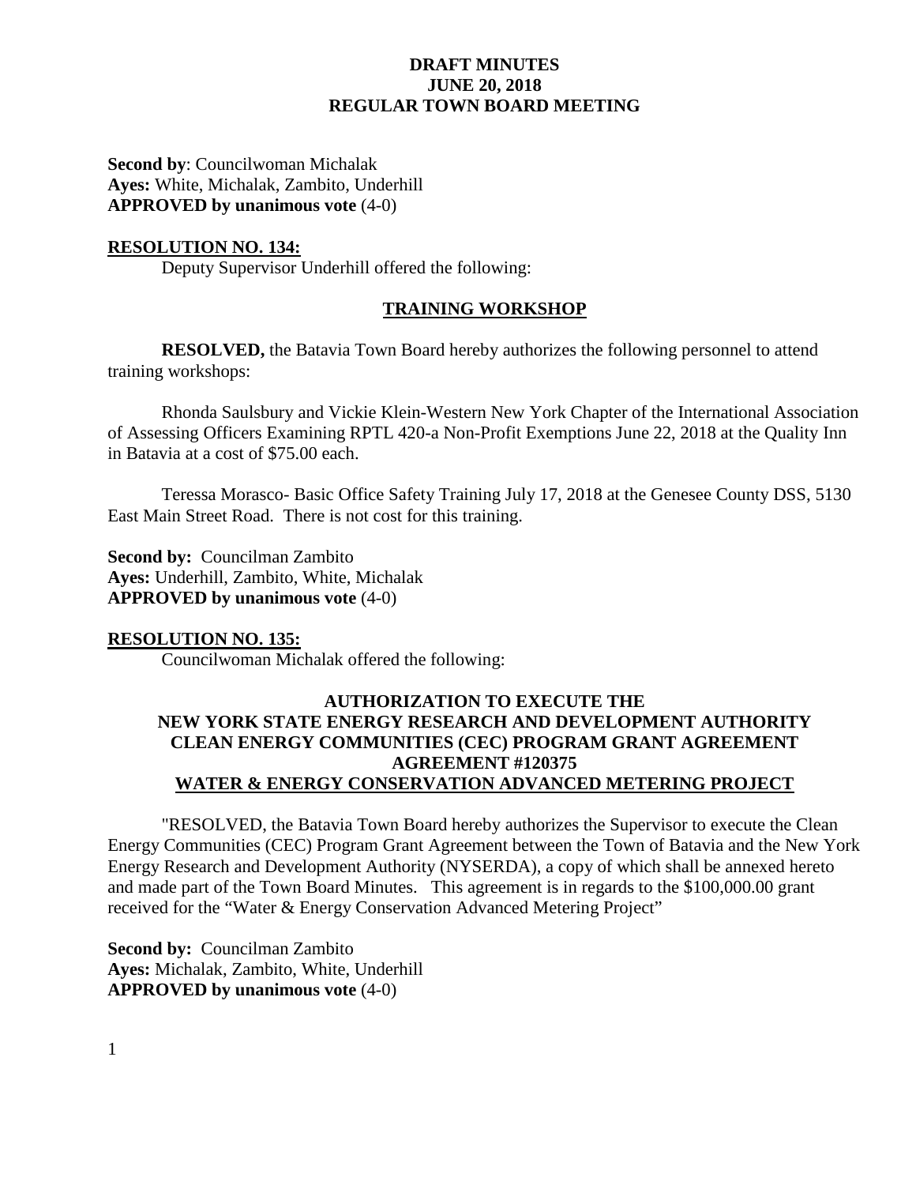**Second by**: Councilwoman Michalak
**Ayes:** White, Michalak, Zambito, Underhill
**APPROVED by unanimous vote** (4-0)

**RESOLUTION NO. 134:**

Deputy Supervisor Underhill offered the following:

**TRAINING WORKSHOP**

**RESOLVED,** the Batavia Town Board hereby authorizes the following personnel to attend training workshops:

Rhonda Saulsbury and Vickie Klein-Western New York Chapter of the International Association of Assessing Officers Examining RPTL 420-a Non-Profit Exemptions June 22, 2018 at the Quality Inn in Batavia at a cost of $75.00 each.

Teressa Morasco- Basic Office Safety Training July 17, 2018 at the Genesee County DSS, 5130 East Main Street Road. There is not cost for this training.

**Second by:** Councilman Zambito
**Ayes:** Underhill, Zambito, White, Michalak
**APPROVED by unanimous vote** (4-0)

**RESOLUTION NO. 135:**

Councilwoman Michalak offered the following:

**AUTHORIZATION TO EXECUTE THE NEW YORK STATE ENERGY RESEARCH AND DEVELOPMENT AUTHORITY CLEAN ENERGY COMMUNITIES (CEC) PROGRAM GRANT AGREEMENT AGREEMENT #120375 WATER & ENERGY CONSERVATION ADVANCED METERING PROJECT**

"RESOLVED, the Batavia Town Board hereby authorizes the Supervisor to execute the Clean Energy Communities (CEC) Program Grant Agreement between the Town of Batavia and the New York Energy Research and Development Authority (NYSERDA), a copy of which shall be annexed hereto and made part of the Town Board Minutes. This agreement is in regards to the $100,000.00 grant received for the "Water & Energy Conservation Advanced Metering Project"

**Second by:** Councilman Zambito
**Ayes:** Michalak, Zambito, White, Underhill
**APPROVED by unanimous vote** (4-0)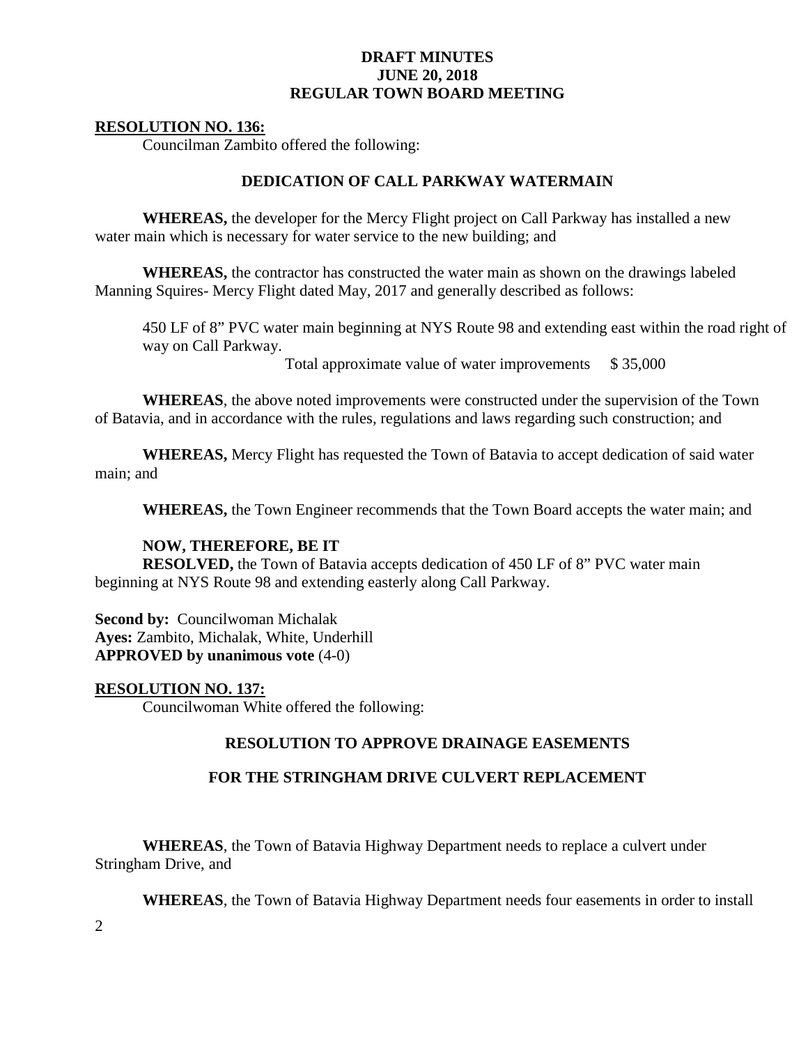**DRAFT MINUTES**
**JUNE 20, 2018**
**REGULAR TOWN BOARD MEETING**

**RESOLUTION NO. 136:**

Councilman Zambito offered the following:

**DEDICATION OF CALL PARKWAY WATERMAIN**

**WHEREAS,** the developer for the Mercy Flight project on Call Parkway has installed a new water main which is necessary for water service to the new building; and

**WHEREAS,** the contractor has constructed the water main as shown on the drawings labeled Manning Squires- Mercy Flight dated May, 2017 and generally described as follows:

450 LF of 8" PVC water main beginning at NYS Route 98 and extending east within the road right of way on Call Parkway.

Total approximate value of water improvements $ 35,000

**WHEREAS**, the above noted improvements were constructed under the supervision of the Town of Batavia, and in accordance with the rules, regulations and laws regarding such construction; and

**WHEREAS,** Mercy Flight has requested the Town of Batavia to accept dedication of said water main; and

**WHEREAS,** the Town Engineer recommends that the Town Board accepts the water main; and

**NOW, THEREFORE, BE IT**

**RESOLVED,** the Town of Batavia accepts dedication of 450 LF of 8" PVC water main beginning at NYS Route 98 and extending easterly along Call Parkway.

**Second by:** Councilwoman Michalak
**Ayes:** Zambito, Michalak, White, Underhill
**APPROVED by unanimous vote** (4-0)

**RESOLUTION NO. 137:**

Councilwoman White offered the following:

**RESOLUTION TO APPROVE DRAINAGE EASEMENTS**

**FOR THE STRINGHAM DRIVE CULVERT REPLACEMENT**

**WHEREAS**, the Town of Batavia Highway Department needs to replace a culvert under Stringham Drive, and

**WHEREAS**, the Town of Batavia Highway Department needs four easements in order to install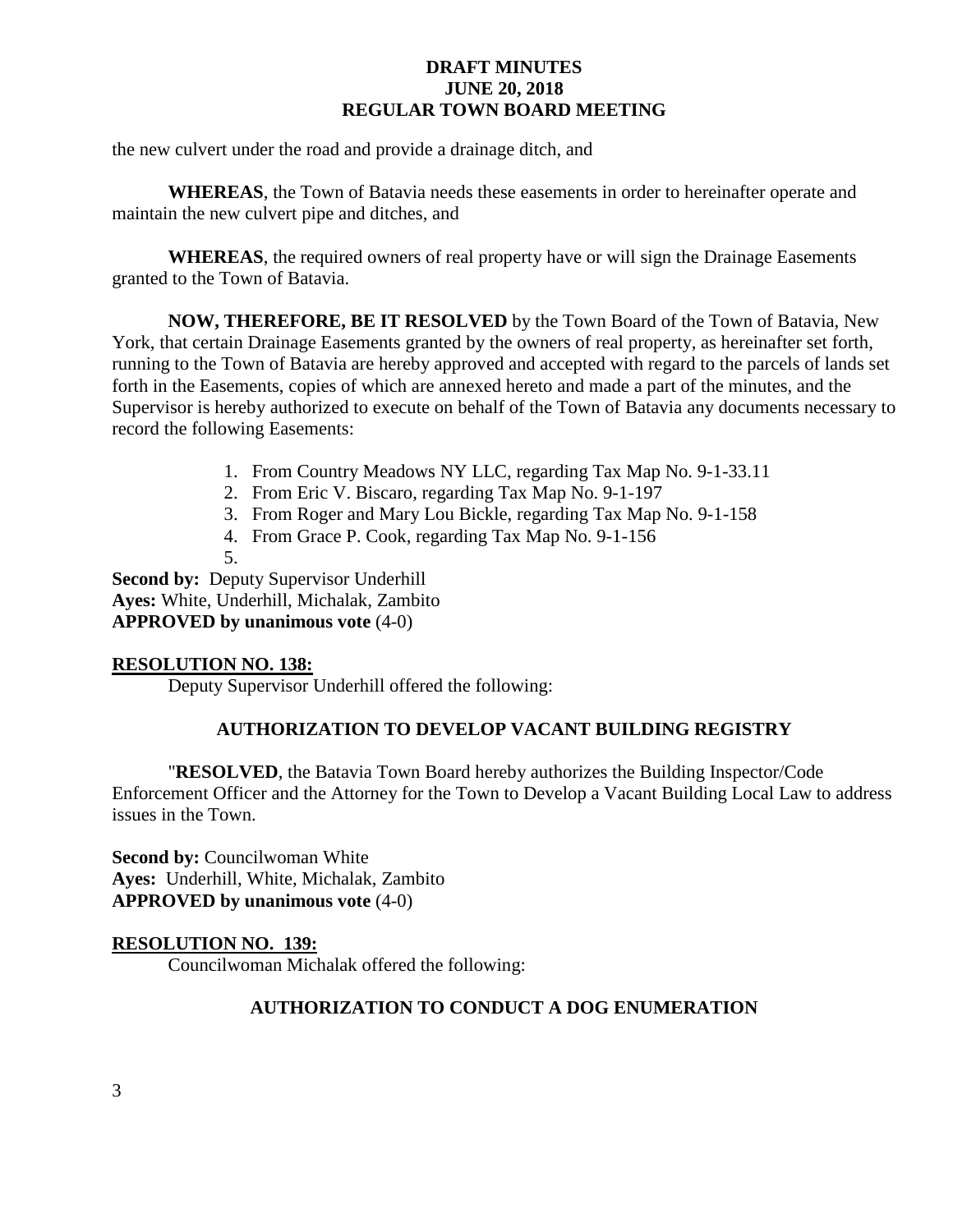the new culvert under the road and provide a drainage ditch, and

**WHEREAS**, the Town of Batavia needs these easements in order to hereinafter operate and maintain the new culvert pipe and ditches, and

**WHEREAS**, the required owners of real property have or will sign the Drainage Easements granted to the Town of Batavia.

**NOW, THEREFORE, BE IT RESOLVED** by the Town Board of the Town of Batavia, New York, that certain Drainage Easements granted by the owners of real property, as hereinafter set forth, running to the Town of Batavia are hereby approved and accepted with regard to the parcels of lands set forth in the Easements, copies of which are annexed hereto and made a part of the minutes, and the Supervisor is hereby authorized to execute on behalf of the Town of Batavia any documents necessary to record the following Easements:

1. From Country Meadows NY LLC, regarding Tax Map No. 9-1-33.11
2. From Eric V. Biscaro, regarding Tax Map No. 9-1-197
3. From Roger and Mary Lou Bickle, regarding Tax Map No. 9-1-158
4. From Grace P. Cook, regarding Tax Map No. 9-1-156
5.

**Second by:** Deputy Supervisor Underhill
**Ayes:** White, Underhill, Michalak, Zambito
**APPROVED by unanimous vote** (4-0)

**RESOLUTION NO. 138:**

Deputy Supervisor Underhill offered the following:

**AUTHORIZATION TO DEVELOP VACANT BUILDING REGISTRY**

"**RESOLVED**, the Batavia Town Board hereby authorizes the Building Inspector/Code Enforcement Officer and the Attorney for the Town to Develop a Vacant Building Local Law to address issues in the Town.

**Second by:** Councilwoman White
**Ayes:** Underhill, White, Michalak, Zambito
**APPROVED by unanimous vote** (4-0)

**RESOLUTION NO. 139:**

Councilwoman Michalak offered the following:

**AUTHORIZATION TO CONDUCT A DOG ENUMERATION**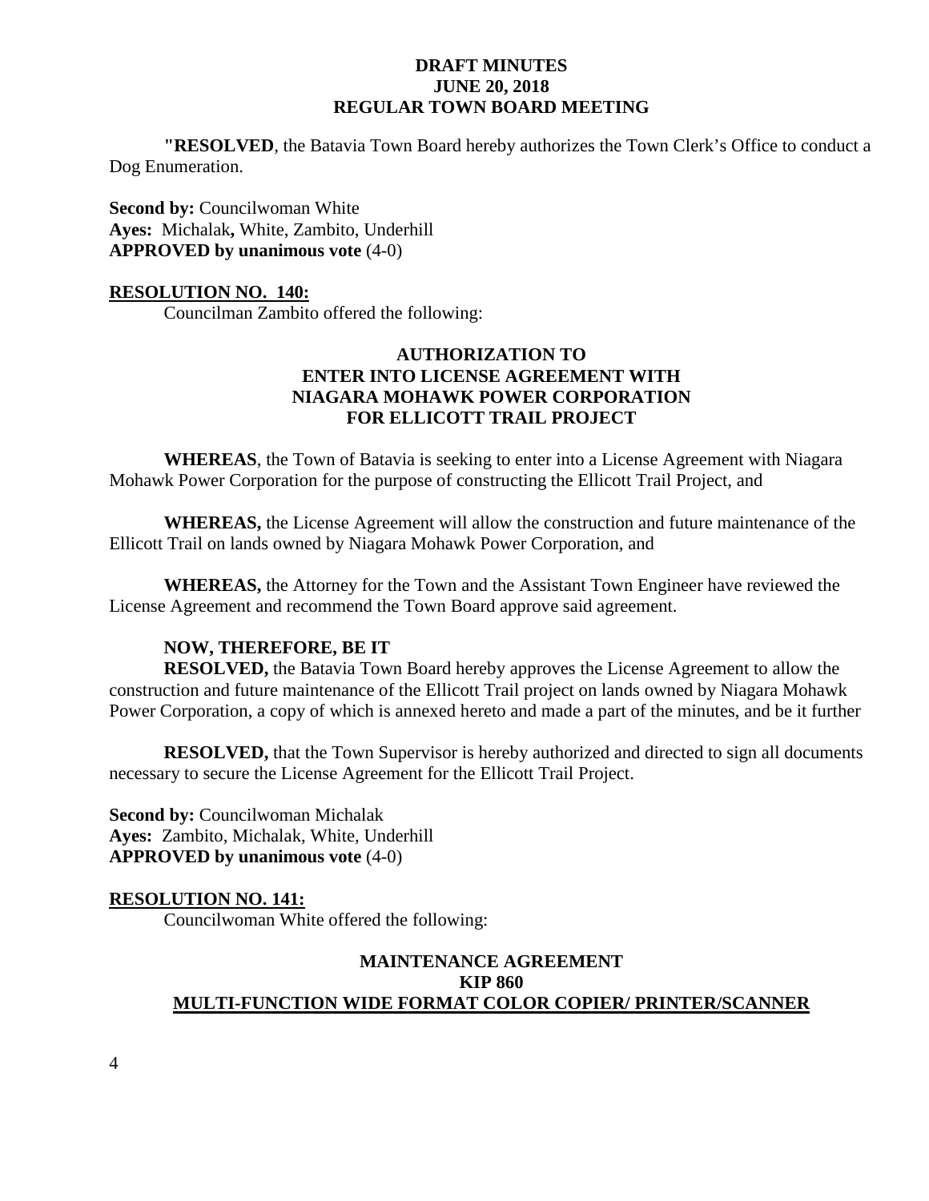**"RESOLVED**, the Batavia Town Board hereby authorizes the Town Clerk's Office to conduct a Dog Enumeration.

**Second by:** Councilwoman White
**Ayes:** Michalak**,** White, Zambito, Underhill
**APPROVED by unanimous vote** (4-0)

**RESOLUTION NO. 140:**

Councilman Zambito offered the following:

**AUTHORIZATION TO ENTER INTO LICENSE AGREEMENT WITH NIAGARA MOHAWK POWER CORPORATION FOR ELLICOTT TRAIL PROJECT**

**WHEREAS**, the Town of Batavia is seeking to enter into a License Agreement with Niagara Mohawk Power Corporation for the purpose of constructing the Ellicott Trail Project, and

**WHEREAS,** the License Agreement will allow the construction and future maintenance of the Ellicott Trail on lands owned by Niagara Mohawk Power Corporation, and

**WHEREAS,** the Attorney for the Town and the Assistant Town Engineer have reviewed the License Agreement and recommend the Town Board approve said agreement.

**NOW, THEREFORE, BE IT**

**RESOLVED,** the Batavia Town Board hereby approves the License Agreement to allow the construction and future maintenance of the Ellicott Trail project on lands owned by Niagara Mohawk Power Corporation, a copy of which is annexed hereto and made a part of the minutes, and be it further

**RESOLVED,** that the Town Supervisor is hereby authorized and directed to sign all documents necessary to secure the License Agreement for the Ellicott Trail Project.

**Second by:** Councilwoman Michalak
**Ayes:** Zambito, Michalak, White, Underhill
**APPROVED by unanimous vote** (4-0)

**RESOLUTION NO. 141:**

Councilwoman White offered the following:

**MAINTENANCE AGREEMENT KIP 860 MULTI-FUNCTION WIDE FORMAT COLOR COPIER/ PRINTER/SCANNER**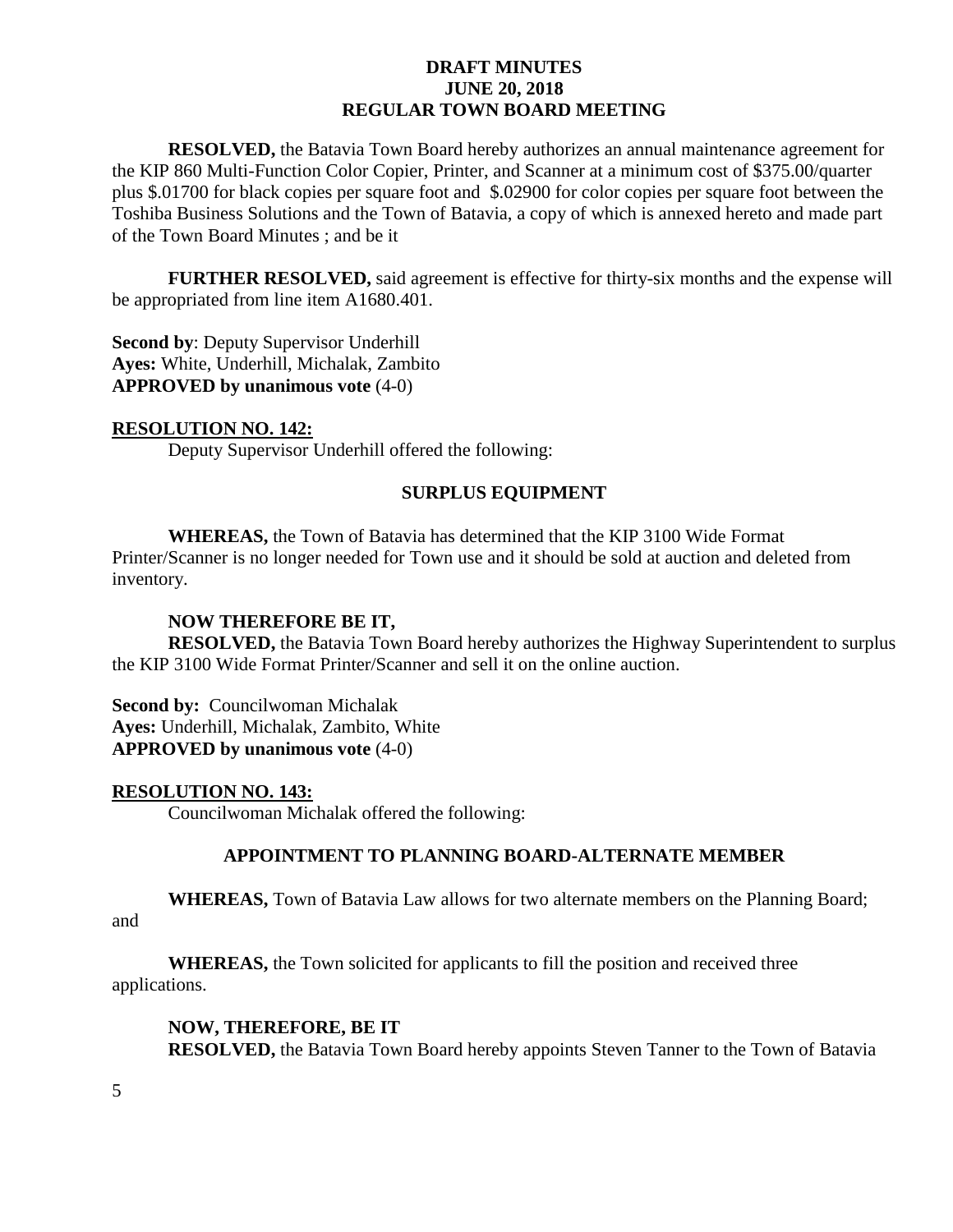**RESOLVED,** the Batavia Town Board hereby authorizes an annual maintenance agreement for the KIP 860 Multi-Function Color Copier, Printer, and Scanner at a minimum cost of $375.00/quarter plus $.01700 for black copies per square foot and $.02900 for color copies per square foot between the Toshiba Business Solutions and the Town of Batavia, a copy of which is annexed hereto and made part of the Town Board Minutes ; and be it

**FURTHER RESOLVED,** said agreement is effective for thirty-six months and the expense will be appropriated from line item A1680.401.

**Second by**: Deputy Supervisor Underhill
**Ayes:** White, Underhill, Michalak, Zambito
**APPROVED by unanimous vote** (4-0)

**RESOLUTION NO. 142:**

Deputy Supervisor Underhill offered the following:

**SURPLUS EQUIPMENT**

**WHEREAS,** the Town of Batavia has determined that the KIP 3100 Wide Format Printer/Scanner is no longer needed for Town use and it should be sold at auction and deleted from inventory.

**NOW THEREFORE BE IT,**
**RESOLVED,** the Batavia Town Board hereby authorizes the Highway Superintendent to surplus the KIP 3100 Wide Format Printer/Scanner and sell it on the online auction.

**Second by:** Councilwoman Michalak
**Ayes:** Underhill, Michalak, Zambito, White
**APPROVED by unanimous vote** (4-0)

**RESOLUTION NO. 143:**

Councilwoman Michalak offered the following:

**APPOINTMENT TO PLANNING BOARD-ALTERNATE MEMBER**

**WHEREAS,** Town of Batavia Law allows for two alternate members on the Planning Board; and

**WHEREAS,** the Town solicited for applicants to fill the position and received three applications.

**NOW, THEREFORE, BE IT**
**RESOLVED,** the Batavia Town Board hereby appoints Steven Tanner to the Town of Batavia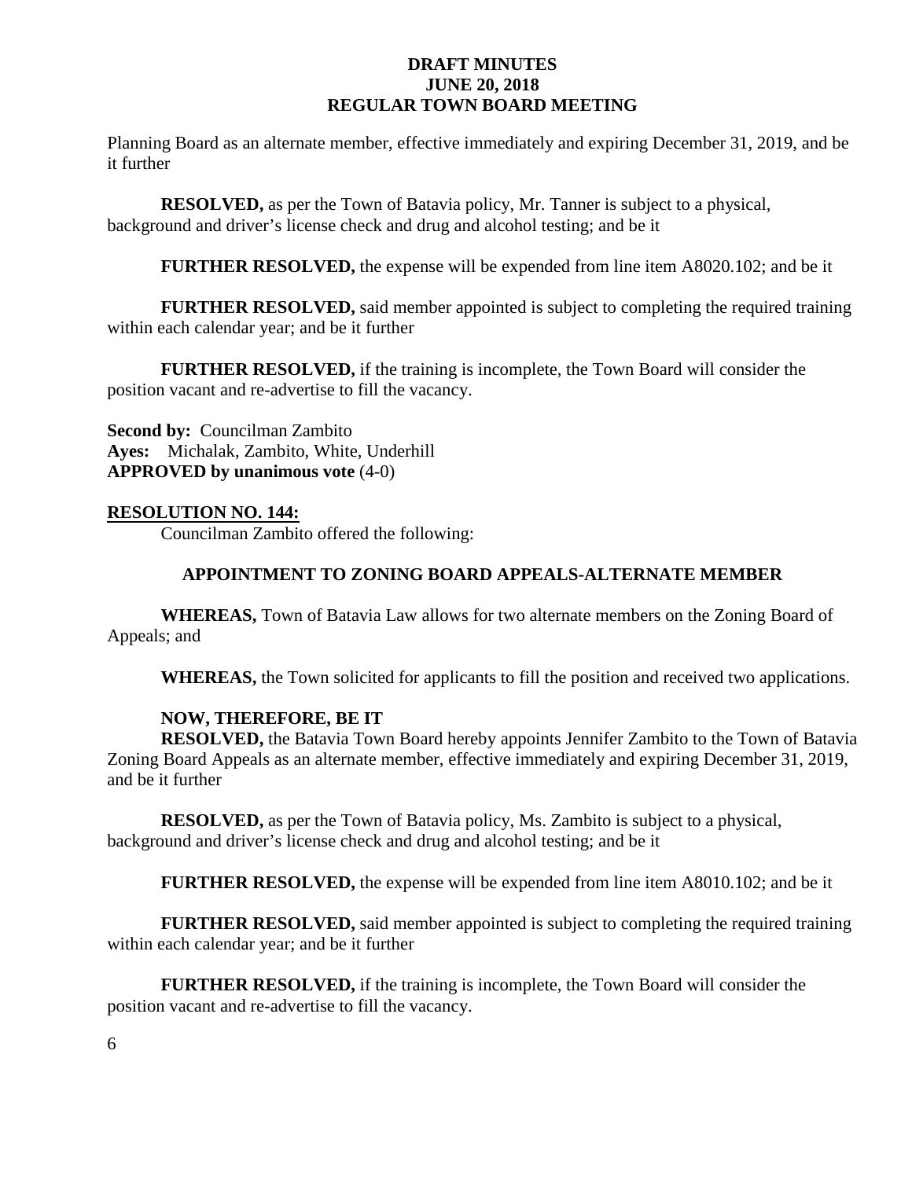Planning Board as an alternate member, effective immediately and expiring December 31, 2019, and be it further

**RESOLVED,** as per the Town of Batavia policy, Mr. Tanner is subject to a physical, background and driver's license check and drug and alcohol testing; and be it

**FURTHER RESOLVED,** the expense will be expended from line item A8020.102; and be it

**FURTHER RESOLVED,** said member appointed is subject to completing the required training within each calendar year; and be it further

**FURTHER RESOLVED,** if the training is incomplete, the Town Board will consider the position vacant and re-advertise to fill the vacancy.

**Second by:** Councilman Zambito
**Ayes:** Michalak, Zambito, White, Underhill
**APPROVED by unanimous vote** (4-0)

**RESOLUTION NO. 144:**

Councilman Zambito offered the following:

**APPOINTMENT TO ZONING BOARD APPEALS-ALTERNATE MEMBER**

**WHEREAS,** Town of Batavia Law allows for two alternate members on the Zoning Board of Appeals; and

**WHEREAS,** the Town solicited for applicants to fill the position and received two applications.

**NOW, THEREFORE, BE IT**
**RESOLVED,** the Batavia Town Board hereby appoints Jennifer Zambito to the Town of Batavia Zoning Board Appeals as an alternate member, effective immediately and expiring December 31, 2019, and be it further

**RESOLVED,** as per the Town of Batavia policy, Ms. Zambito is subject to a physical, background and driver's license check and drug and alcohol testing; and be it

**FURTHER RESOLVED,** the expense will be expended from line item A8010.102; and be it

**FURTHER RESOLVED,** said member appointed is subject to completing the required training within each calendar year; and be it further

**FURTHER RESOLVED,** if the training is incomplete, the Town Board will consider the position vacant and re-advertise to fill the vacancy.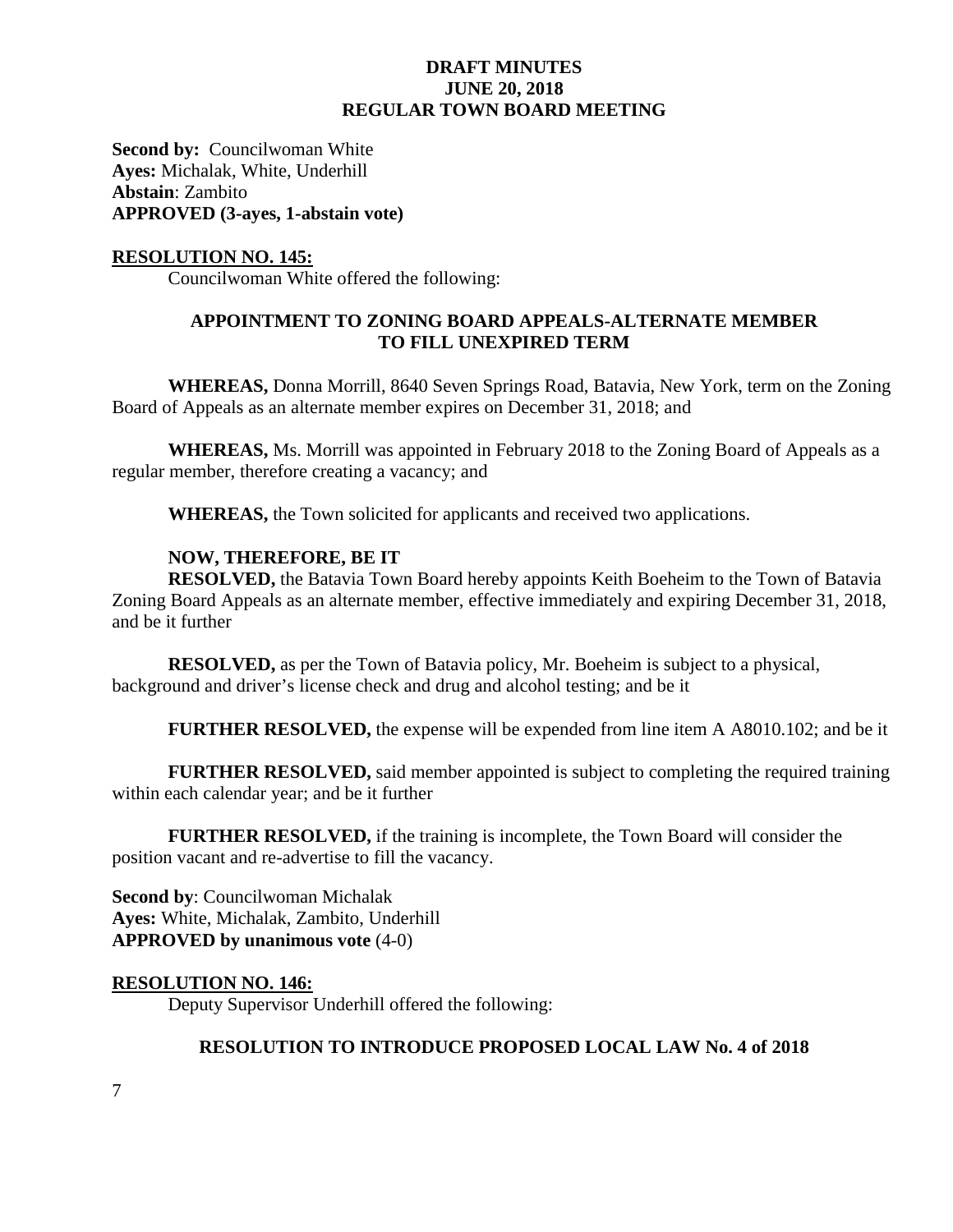**Second by:** Councilwoman White
**Ayes:** Michalak, White, Underhill
**Abstain**: Zambito
**APPROVED (3-ayes, 1-abstain vote)**

**RESOLUTION NO. 145:**

Councilwoman White offered the following:

**APPOINTMENT TO ZONING BOARD APPEALS-ALTERNATE MEMBER TO FILL UNEXPIRED TERM**

**WHEREAS,** Donna Morrill, 8640 Seven Springs Road, Batavia, New York, term on the Zoning Board of Appeals as an alternate member expires on December 31, 2018; and

**WHEREAS,** Ms. Morrill was appointed in February 2018 to the Zoning Board of Appeals as a regular member, therefore creating a vacancy; and

**WHEREAS,** the Town solicited for applicants and received two applications.

**NOW, THEREFORE, BE IT**

**RESOLVED,** the Batavia Town Board hereby appoints Keith Boeheim to the Town of Batavia Zoning Board Appeals as an alternate member, effective immediately and expiring December 31, 2018, and be it further

**RESOLVED,** as per the Town of Batavia policy, Mr. Boeheim is subject to a physical, background and driver's license check and drug and alcohol testing; and be it

**FURTHER RESOLVED,** the expense will be expended from line item A A8010.102; and be it

**FURTHER RESOLVED,** said member appointed is subject to completing the required training within each calendar year; and be it further

**FURTHER RESOLVED,** if the training is incomplete, the Town Board will consider the position vacant and re-advertise to fill the vacancy.

**Second by**: Councilwoman Michalak
**Ayes:** White, Michalak, Zambito, Underhill
**APPROVED by unanimous vote** (4-0)

**RESOLUTION NO. 146:**

Deputy Supervisor Underhill offered the following:

**RESOLUTION TO INTRODUCE PROPOSED LOCAL LAW No. 4 of 2018**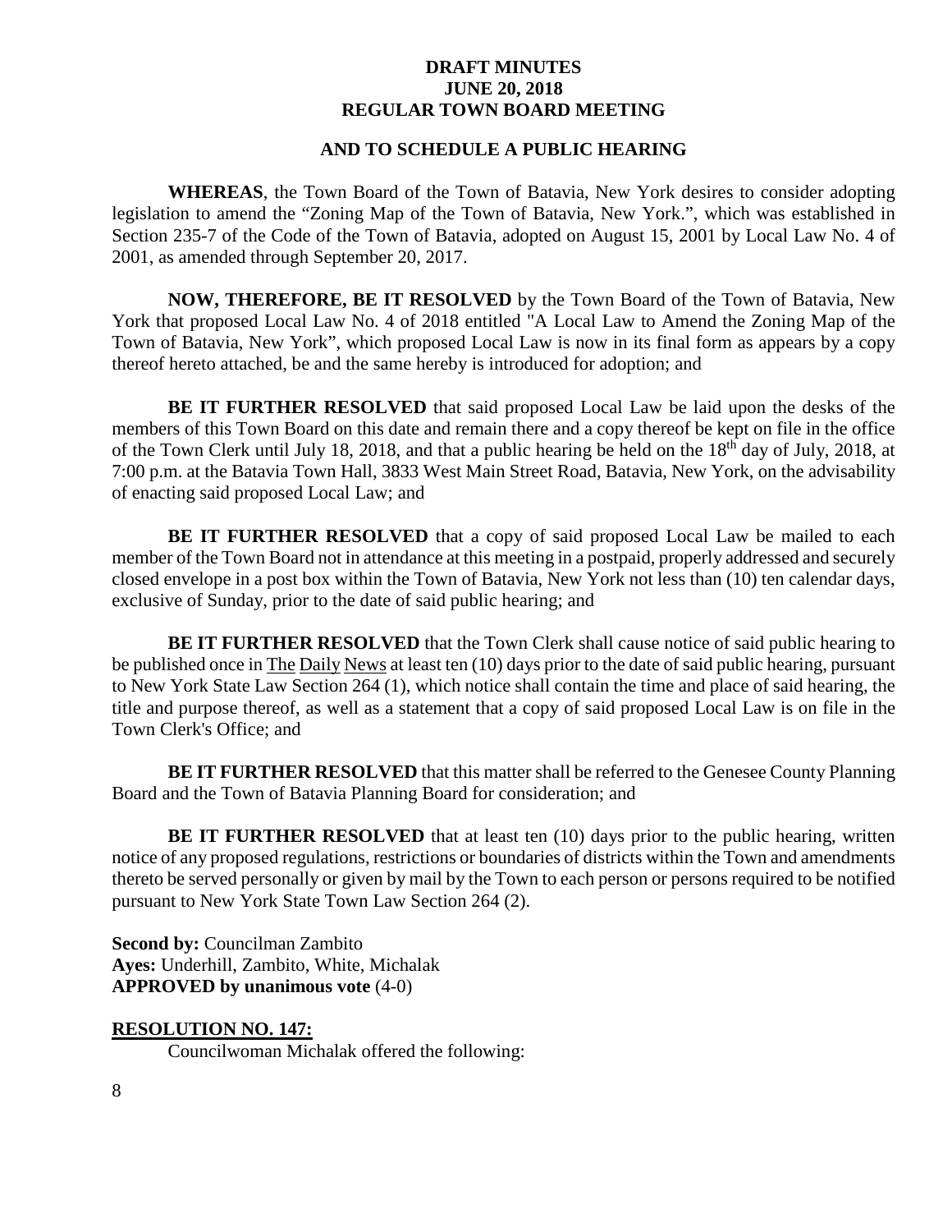**AND TO SCHEDULE A PUBLIC HEARING**

**WHEREAS**, the Town Board of the Town of Batavia, New York desires to consider adopting legislation to amend the "Zoning Map of the Town of Batavia, New York.", which was established in Section 235-7 of the Code of the Town of Batavia, adopted on August 15, 2001 by Local Law No. 4 of 2001, as amended through September 20, 2017.

**NOW, THEREFORE, BE IT RESOLVED** by the Town Board of the Town of Batavia, New York that proposed Local Law No. 4 of 2018 entitled "A Local Law to Amend the Zoning Map of the Town of Batavia, New York", which proposed Local Law is now in its final form as appears by a copy thereof hereto attached, be and the same hereby is introduced for adoption; and

**BE IT FURTHER RESOLVED** that said proposed Local Law be laid upon the desks of the members of this Town Board on this date and remain there and a copy thereof be kept on file in the office of the Town Clerk until July 18, 2018, and that a public hearing be held on the 18th day of July, 2018, at 7:00 p.m. at the Batavia Town Hall, 3833 West Main Street Road, Batavia, New York, on the advisability of enacting said proposed Local Law; and

**BE IT FURTHER RESOLVED** that a copy of said proposed Local Law be mailed to each member of the Town Board not in attendance at this meeting in a postpaid, properly addressed and securely closed envelope in a post box within the Town of Batavia, New York not less than (10) ten calendar days, exclusive of Sunday, prior to the date of said public hearing; and

**BE IT FURTHER RESOLVED** that the Town Clerk shall cause notice of said public hearing to be published once in The Daily News at least ten (10) days prior to the date of said public hearing, pursuant to New York State Law Section 264 (1), which notice shall contain the time and place of said hearing, the title and purpose thereof, as well as a statement that a copy of said proposed Local Law is on file in the Town Clerk's Office; and

**BE IT FURTHER RESOLVED** that this matter shall be referred to the Genesee County Planning Board and the Town of Batavia Planning Board for consideration; and

**BE IT FURTHER RESOLVED** that at least ten (10) days prior to the public hearing, written notice of any proposed regulations, restrictions or boundaries of districts within the Town and amendments thereto be served personally or given by mail by the Town to each person or persons required to be notified pursuant to New York State Town Law Section 264 (2).

**Second by:** Councilman Zambito
**Ayes:** Underhill, Zambito, White, Michalak
**APPROVED by unanimous vote** (4-0)

**RESOLUTION NO. 147:**

Councilwoman Michalak offered the following: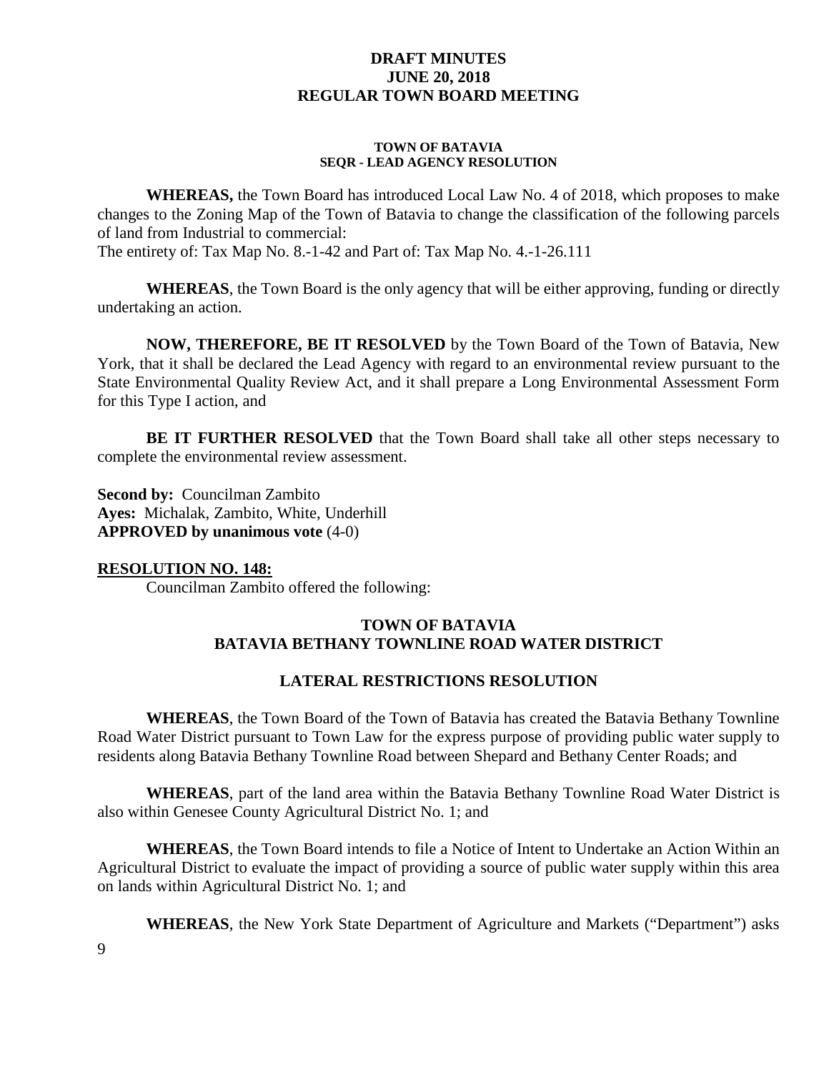#### TOWN OF BATAVIA
#### SEQR - LEAD AGENCY RESOLUTION

**WHEREAS,** the Town Board has introduced Local Law No. 4 of 2018, which proposes to make changes to the Zoning Map of the Town of Batavia to change the classification of the following parcels of land from Industrial to commercial:
The entirety of: Tax Map No. 8.-1-42 and Part of: Tax Map No. 4.-1-26.111

**WHEREAS**, the Town Board is the only agency that will be either approving, funding or directly undertaking an action.

**NOW, THEREFORE, BE IT RESOLVED** by the Town Board of the Town of Batavia, New York, that it shall be declared the Lead Agency with regard to an environmental review pursuant to the State Environmental Quality Review Act, and it shall prepare a Long Environmental Assessment Form for this Type I action, and

**BE IT FURTHER RESOLVED** that the Town Board shall take all other steps necessary to complete the environmental review assessment.

**Second by:** Councilman Zambito
**Ayes:** Michalak, Zambito, White, Underhill
**APPROVED by unanimous vote** (4-0)

**RESOLUTION NO. 148:**

Councilman Zambito offered the following:

### TOWN OF BATAVIA
### BATAVIA BETHANY TOWNLINE ROAD WATER DISTRICT

### LATERAL RESTRICTIONS RESOLUTION

**WHEREAS**, the Town Board of the Town of Batavia has created the Batavia Bethany Townline Road Water District pursuant to Town Law for the express purpose of providing public water supply to residents along Batavia Bethany Townline Road between Shepard and Bethany Center Roads; and

**WHEREAS**, part of the land area within the Batavia Bethany Townline Road Water District is also within Genesee County Agricultural District No. 1; and

**WHEREAS**, the Town Board intends to file a Notice of Intent to Undertake an Action Within an Agricultural District to evaluate the impact of providing a source of public water supply within this area on lands within Agricultural District No. 1; and

**WHEREAS**, the New York State Department of Agriculture and Markets ("Department") asks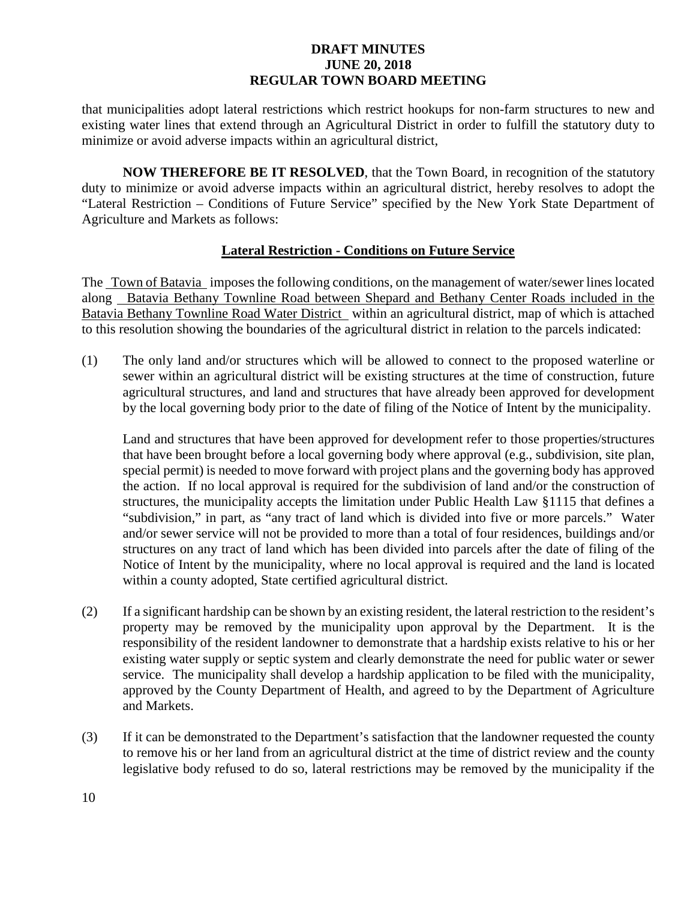that municipalities adopt lateral restrictions which restrict hookups for non-farm structures to new and existing water lines that extend through an Agricultural District in order to fulfill the statutory duty to minimize or avoid adverse impacts within an agricultural district,

**NOW THEREFORE BE IT RESOLVED**, that the Town Board, in recognition of the statutory duty to minimize or avoid adverse impacts within an agricultural district, hereby resolves to adopt the "Lateral Restriction – Conditions of Future Service" specified by the New York State Department of Agriculture and Markets as follows:

**Lateral Restriction - Conditions on Future Service**

The Town of Batavia imposes the following conditions, on the management of water/sewer lines located along Batavia Bethany Townline Road between Shepard and Bethany Center Roads included in the Batavia Bethany Townline Road Water District within an agricultural district, map of which is attached to this resolution showing the boundaries of the agricultural district in relation to the parcels indicated:

(1) The only land and/or structures which will be allowed to connect to the proposed waterline or sewer within an agricultural district will be existing structures at the time of construction, future agricultural structures, and land and structures that have already been approved for development by the local governing body prior to the date of filing of the Notice of Intent by the municipality.

Land and structures that have been approved for development refer to those properties/structures that have been brought before a local governing body where approval (e.g., subdivision, site plan, special permit) is needed to move forward with project plans and the governing body has approved the action. If no local approval is required for the subdivision of land and/or the construction of structures, the municipality accepts the limitation under Public Health Law §1115 that defines a "subdivision," in part, as "any tract of land which is divided into five or more parcels." Water and/or sewer service will not be provided to more than a total of four residences, buildings and/or structures on any tract of land which has been divided into parcels after the date of filing of the Notice of Intent by the municipality, where no local approval is required and the land is located within a county adopted, State certified agricultural district.

(2) If a significant hardship can be shown by an existing resident, the lateral restriction to the resident's property may be removed by the municipality upon approval by the Department. It is the responsibility of the resident landowner to demonstrate that a hardship exists relative to his or her existing water supply or septic system and clearly demonstrate the need for public water or sewer service. The municipality shall develop a hardship application to be filed with the municipality, approved by the County Department of Health, and agreed to by the Department of Agriculture and Markets.

(3) If it can be demonstrated to the Department's satisfaction that the landowner requested the county to remove his or her land from an agricultural district at the time of district review and the county legislative body refused to do so, lateral restrictions may be removed by the municipality if the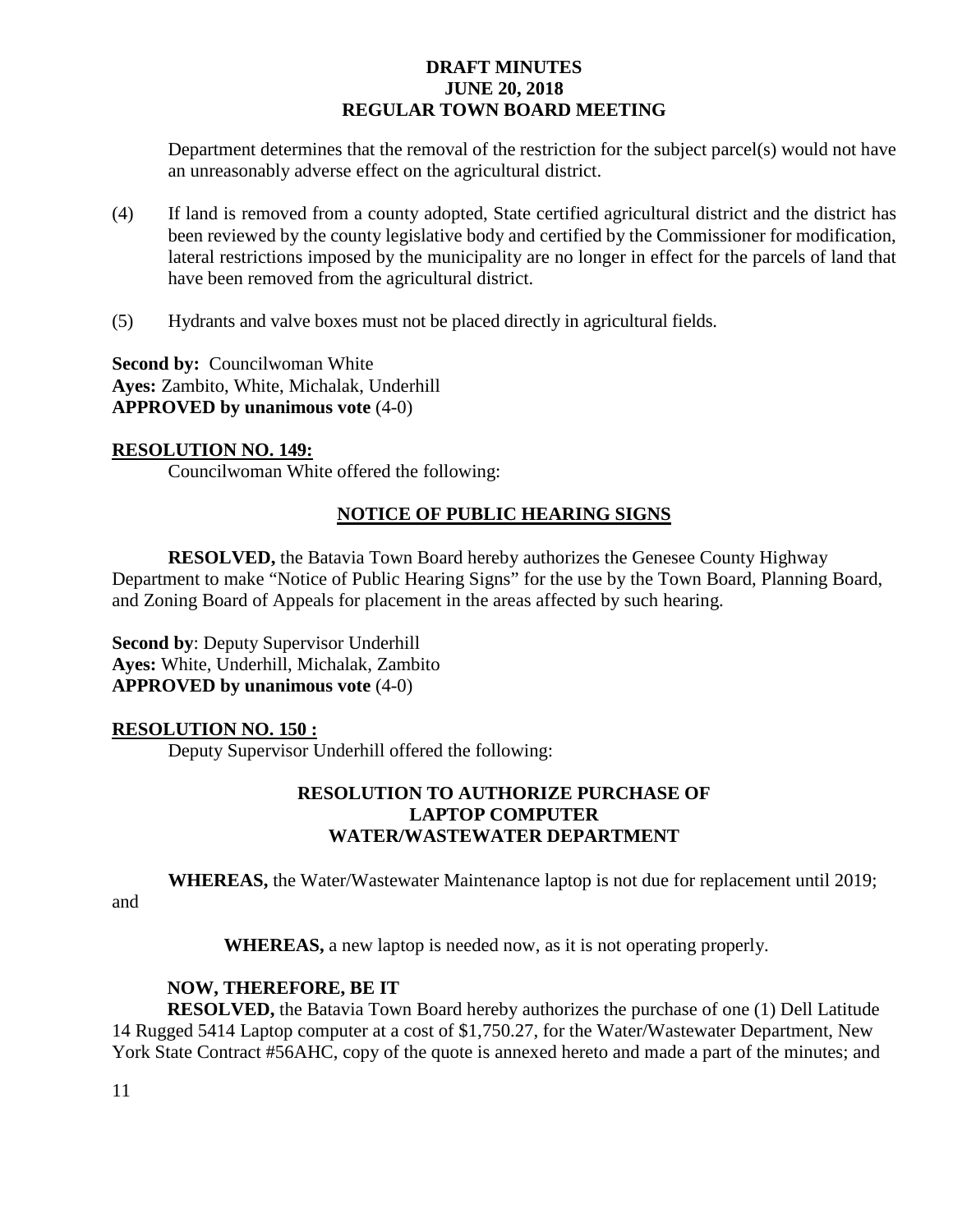Department determines that the removal of the restriction for the subject parcel(s) would not have an unreasonably adverse effect on the agricultural district.

(4) If land is removed from a county adopted, State certified agricultural district and the district has been reviewed by the county legislative body and certified by the Commissioner for modification, lateral restrictions imposed by the municipality are no longer in effect for the parcels of land that have been removed from the agricultural district.

(5) Hydrants and valve boxes must not be placed directly in agricultural fields.

**Second by:** Councilwoman White
**Ayes:** Zambito, White, Michalak, Underhill
**APPROVED by unanimous vote** (4-0)

**RESOLUTION NO. 149:**

Councilwoman White offered the following:

**NOTICE OF PUBLIC HEARING SIGNS**

**RESOLVED,** the Batavia Town Board hereby authorizes the Genesee County Highway Department to make "Notice of Public Hearing Signs" for the use by the Town Board, Planning Board, and Zoning Board of Appeals for placement in the areas affected by such hearing.

**Second by**: Deputy Supervisor Underhill
**Ayes:** White, Underhill, Michalak, Zambito
**APPROVED by unanimous vote** (4-0)

**RESOLUTION NO. 150 :**

Deputy Supervisor Underhill offered the following:

**RESOLUTION TO AUTHORIZE PURCHASE OF LAPTOP COMPUTER WATER/WASTEWATER DEPARTMENT**

**WHEREAS,** the Water/Wastewater Maintenance laptop is not due for replacement until 2019; and

**WHEREAS,** a new laptop is needed now, as it is not operating properly.

**NOW, THEREFORE, BE IT**

**RESOLVED,** the Batavia Town Board hereby authorizes the purchase of one (1) Dell Latitude 14 Rugged 5414 Laptop computer at a cost of $1,750.27, for the Water/Wastewater Department, New York State Contract #56AHC, copy of the quote is annexed hereto and made a part of the minutes; and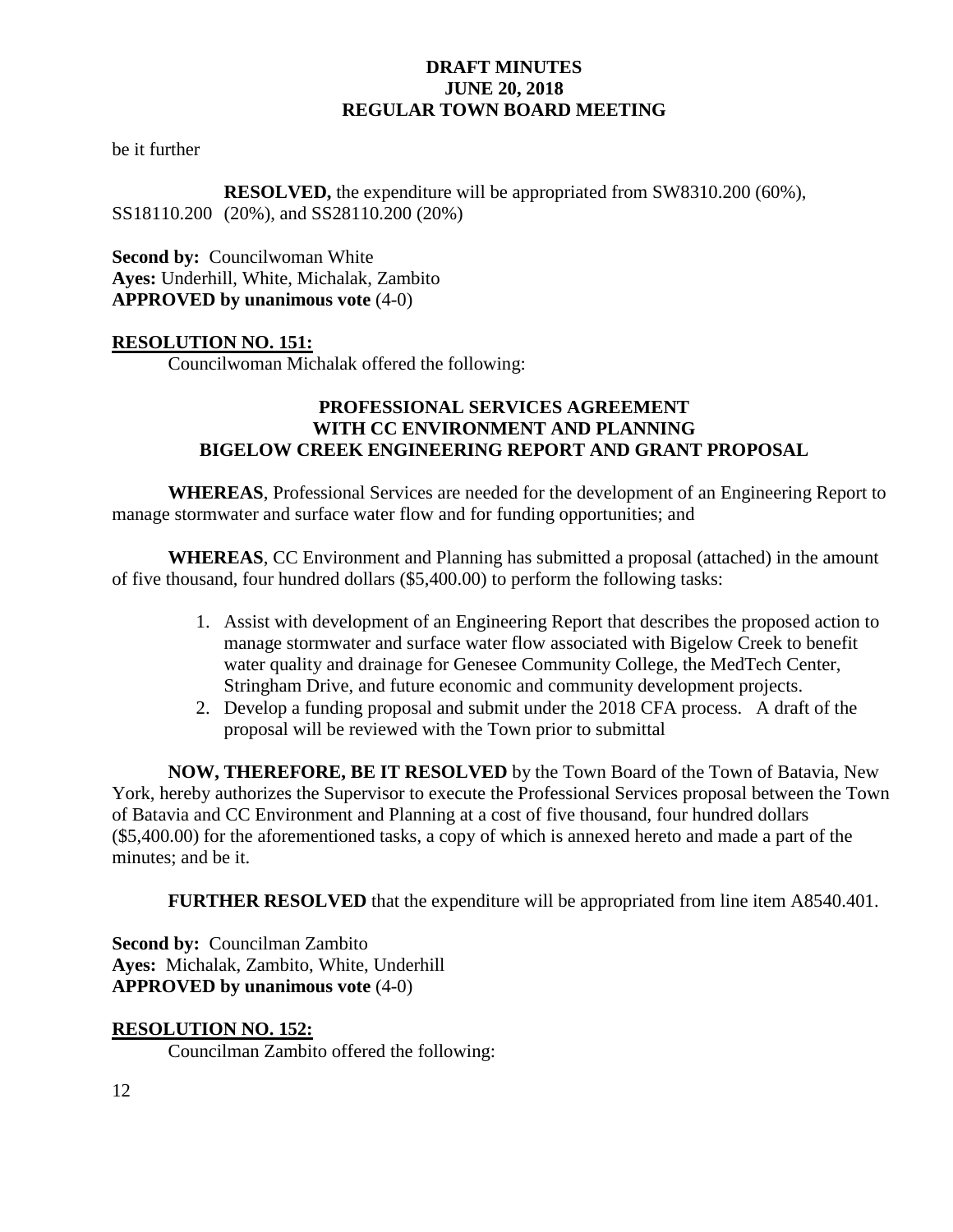be it further

**RESOLVED,** the expenditure will be appropriated from SW8310.200 (60%), SS18110.200 (20%), and SS28110.200 (20%)

**Second by:** Councilwoman White
**Ayes:** Underhill, White, Michalak, Zambito
**APPROVED by unanimous vote** (4-0)

**RESOLUTION NO. 151:**

Councilwoman Michalak offered the following:

**PROFESSIONAL SERVICES AGREEMENT WITH CC ENVIRONMENT AND PLANNING BIGELOW CREEK ENGINEERING REPORT AND GRANT PROPOSAL**

**WHEREAS**, Professional Services are needed for the development of an Engineering Report to manage stormwater and surface water flow and for funding opportunities; and

**WHEREAS**, CC Environment and Planning has submitted a proposal (attached) in the amount of five thousand, four hundred dollars ($5,400.00) to perform the following tasks:

1. Assist with development of an Engineering Report that describes the proposed action to manage stormwater and surface water flow associated with Bigelow Creek to benefit water quality and drainage for Genesee Community College, the MedTech Center, Stringham Drive, and future economic and community development projects.
2. Develop a funding proposal and submit under the 2018 CFA process. A draft of the proposal will be reviewed with the Town prior to submittal

**NOW, THEREFORE, BE IT RESOLVED** by the Town Board of the Town of Batavia, New York, hereby authorizes the Supervisor to execute the Professional Services proposal between the Town of Batavia and CC Environment and Planning at a cost of five thousand, four hundred dollars ($5,400.00) for the aforementioned tasks, a copy of which is annexed hereto and made a part of the minutes; and be it.

**FURTHER RESOLVED** that the expenditure will be appropriated from line item A8540.401.

**Second by:** Councilman Zambito
**Ayes:** Michalak, Zambito, White, Underhill
**APPROVED by unanimous vote** (4-0)

**RESOLUTION NO. 152:**

Councilman Zambito offered the following: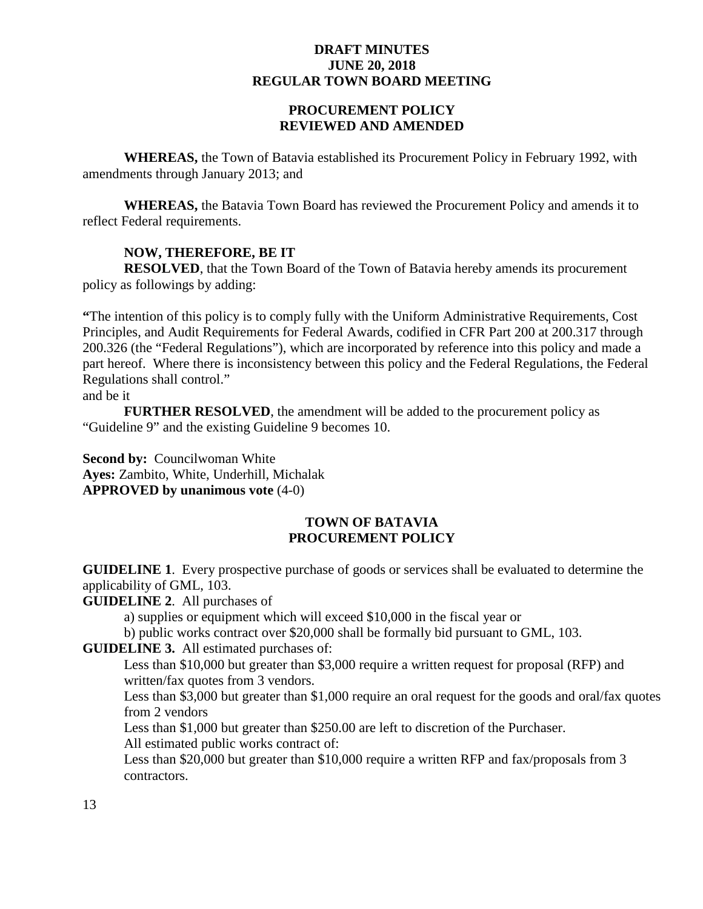**DRAFT MINUTES**
**JUNE 20, 2018**
**REGULAR TOWN BOARD MEETING**

**PROCUREMENT POLICY**
**REVIEWED AND AMENDED**

**WHEREAS,** the Town of Batavia established its Procurement Policy in February 1992, with amendments through January 2013; and

**WHEREAS,** the Batavia Town Board has reviewed the Procurement Policy and amends it to reflect Federal requirements.

**NOW, THEREFORE, BE IT**
**RESOLVED**, that the Town Board of the Town of Batavia hereby amends its procurement policy as followings by adding:

**"**The intention of this policy is to comply fully with the Uniform Administrative Requirements, Cost Principles, and Audit Requirements for Federal Awards, codified in CFR Part 200 at 200.317 through 200.326 (the "Federal Regulations"), which are incorporated by reference into this policy and made a part hereof. Where there is inconsistency between this policy and the Federal Regulations, the Federal Regulations shall control."
and be it

**FURTHER RESOLVED**, the amendment will be added to the procurement policy as "Guideline 9" and the existing Guideline 9 becomes 10.

**Second by:** Councilwoman White
**Ayes:** Zambito, White, Underhill, Michalak
**APPROVED by unanimous vote** (4-0)

**TOWN OF BATAVIA**
**PROCUREMENT POLICY**

**GUIDELINE 1**. Every prospective purchase of goods or services shall be evaluated to determine the applicability of GML, 103.

**GUIDELINE 2**. All purchases of

a) supplies or equipment which will exceed $10,000 in the fiscal year or

b) public works contract over $20,000 shall be formally bid pursuant to GML, 103.

**GUIDELINE 3.** All estimated purchases of:

Less than $10,000 but greater than $3,000 require a written request for proposal (RFP) and written/fax quotes from 3 vendors.

Less than $3,000 but greater than $1,000 require an oral request for the goods and oral/fax quotes from 2 vendors

Less than $1,000 but greater than $250.00 are left to discretion of the Purchaser.

All estimated public works contract of:

Less than $20,000 but greater than $10,000 require a written RFP and fax/proposals from 3 contractors.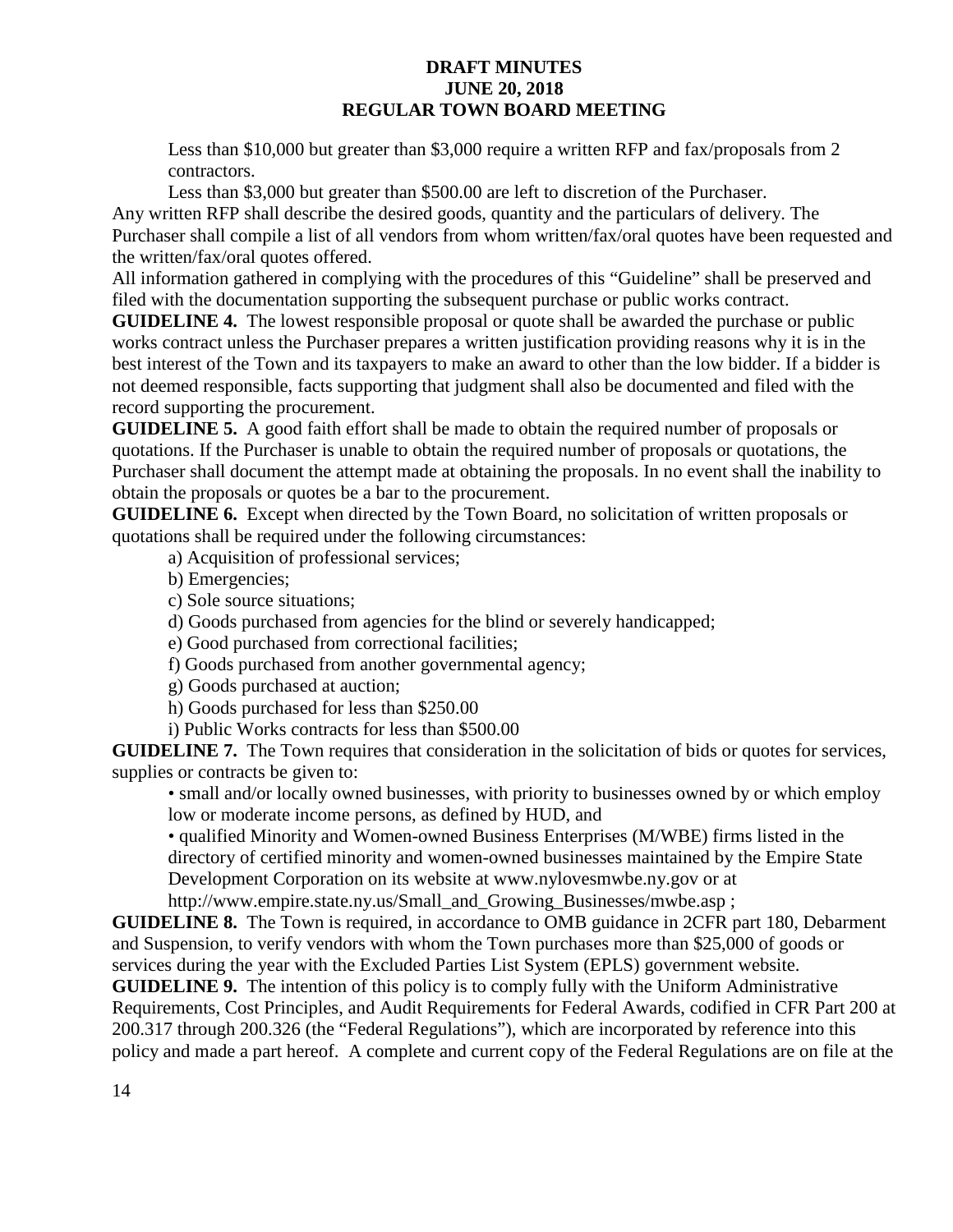Less than \$10,000 but greater than \$3,000 require a written RFP and fax/proposals from 2 contractors.

Less than \$3,000 but greater than \$500.00 are left to discretion of the Purchaser.

Any written RFP shall describe the desired goods, quantity and the particulars of delivery. The Purchaser shall compile a list of all vendors from whom written/fax/oral quotes have been requested and the written/fax/oral quotes offered.

All information gathered in complying with the procedures of this "Guideline" shall be preserved and filed with the documentation supporting the subsequent purchase or public works contract.

**GUIDELINE 4.** The lowest responsible proposal or quote shall be awarded the purchase or public works contract unless the Purchaser prepares a written justification providing reasons why it is in the best interest of the Town and its taxpayers to make an award to other than the low bidder. If a bidder is not deemed responsible, facts supporting that judgment shall also be documented and filed with the record supporting the procurement.

**GUIDELINE 5.** A good faith effort shall be made to obtain the required number of proposals or quotations. If the Purchaser is unable to obtain the required number of proposals or quotations, the Purchaser shall document the attempt made at obtaining the proposals. In no event shall the inability to obtain the proposals or quotes be a bar to the procurement.

**GUIDELINE 6.** Except when directed by the Town Board, no solicitation of written proposals or quotations shall be required under the following circumstances:

a) Acquisition of professional services;

b) Emergencies;

c) Sole source situations;

d) Goods purchased from agencies for the blind or severely handicapped;

e) Good purchased from correctional facilities;

f) Goods purchased from another governmental agency;

g) Goods purchased at auction;

h) Goods purchased for less than \$250.00

i) Public Works contracts for less than \$500.00

**GUIDELINE 7.** The Town requires that consideration in the solicitation of bids or quotes for services, supplies or contracts be given to:

• small and/or locally owned businesses, with priority to businesses owned by or which employ low or moderate income persons, as defined by HUD, and

• qualified Minority and Women-owned Business Enterprises (M/WBE) firms listed in the directory of certified minority and women-owned businesses maintained by the Empire State Development Corporation on its website at www.nylovesmwbe.ny.gov or at http://www.empire.state.ny.us/Small_and_Growing_Businesses/mwbe.asp ;

**GUIDELINE 8.** The Town is required, in accordance to OMB guidance in 2CFR part 180, Debarment and Suspension, to verify vendors with whom the Town purchases more than \$25,000 of goods or services during the year with the Excluded Parties List System (EPLS) government website.

**GUIDELINE 9.** The intention of this policy is to comply fully with the Uniform Administrative Requirements, Cost Principles, and Audit Requirements for Federal Awards, codified in CFR Part 200 at 200.317 through 200.326 (the "Federal Regulations"), which are incorporated by reference into this policy and made a part hereof. A complete and current copy of the Federal Regulations are on file at the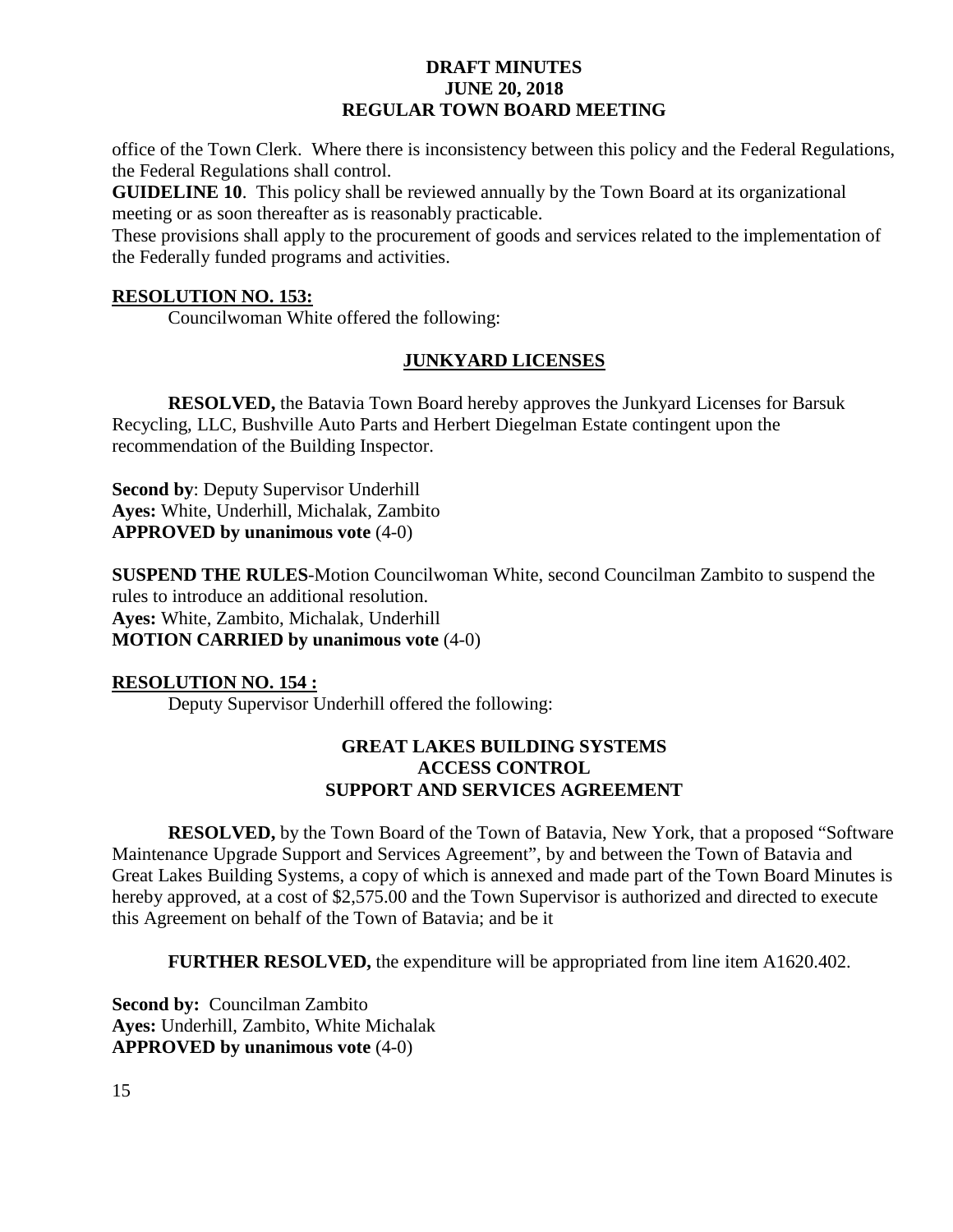office of the Town Clerk. Where there is inconsistency between this policy and the Federal Regulations, the Federal Regulations shall control.

**GUIDELINE 10**. This policy shall be reviewed annually by the Town Board at its organizational meeting or as soon thereafter as is reasonably practicable.

These provisions shall apply to the procurement of goods and services related to the implementation of the Federally funded programs and activities.

**RESOLUTION NO. 153:**

Councilwoman White offered the following:

**JUNKYARD LICENSES**

**RESOLVED,** the Batavia Town Board hereby approves the Junkyard Licenses for Barsuk Recycling, LLC, Bushville Auto Parts and Herbert Diegelman Estate contingent upon the recommendation of the Building Inspector.

**Second by**: Deputy Supervisor Underhill
**Ayes:** White, Underhill, Michalak, Zambito
**APPROVED by unanimous vote** (4-0)

**SUSPEND THE RULES**-Motion Councilwoman White, second Councilman Zambito to suspend the rules to introduce an additional resolution.
**Ayes:** White, Zambito, Michalak, Underhill
**MOTION CARRIED by unanimous vote** (4-0)

**RESOLUTION NO. 154 :**

Deputy Supervisor Underhill offered the following:

**GREAT LAKES BUILDING SYSTEMS
ACCESS CONTROL
SUPPORT AND SERVICES AGREEMENT**

**RESOLVED,** by the Town Board of the Town of Batavia, New York, that a proposed "Software Maintenance Upgrade Support and Services Agreement", by and between the Town of Batavia and Great Lakes Building Systems, a copy of which is annexed and made part of the Town Board Minutes is hereby approved, at a cost of $2,575.00 and the Town Supervisor is authorized and directed to execute this Agreement on behalf of the Town of Batavia; and be it

**FURTHER RESOLVED,** the expenditure will be appropriated from line item A1620.402.

**Second by:** Councilman Zambito
**Ayes:** Underhill, Zambito, White Michalak
**APPROVED by unanimous vote** (4-0)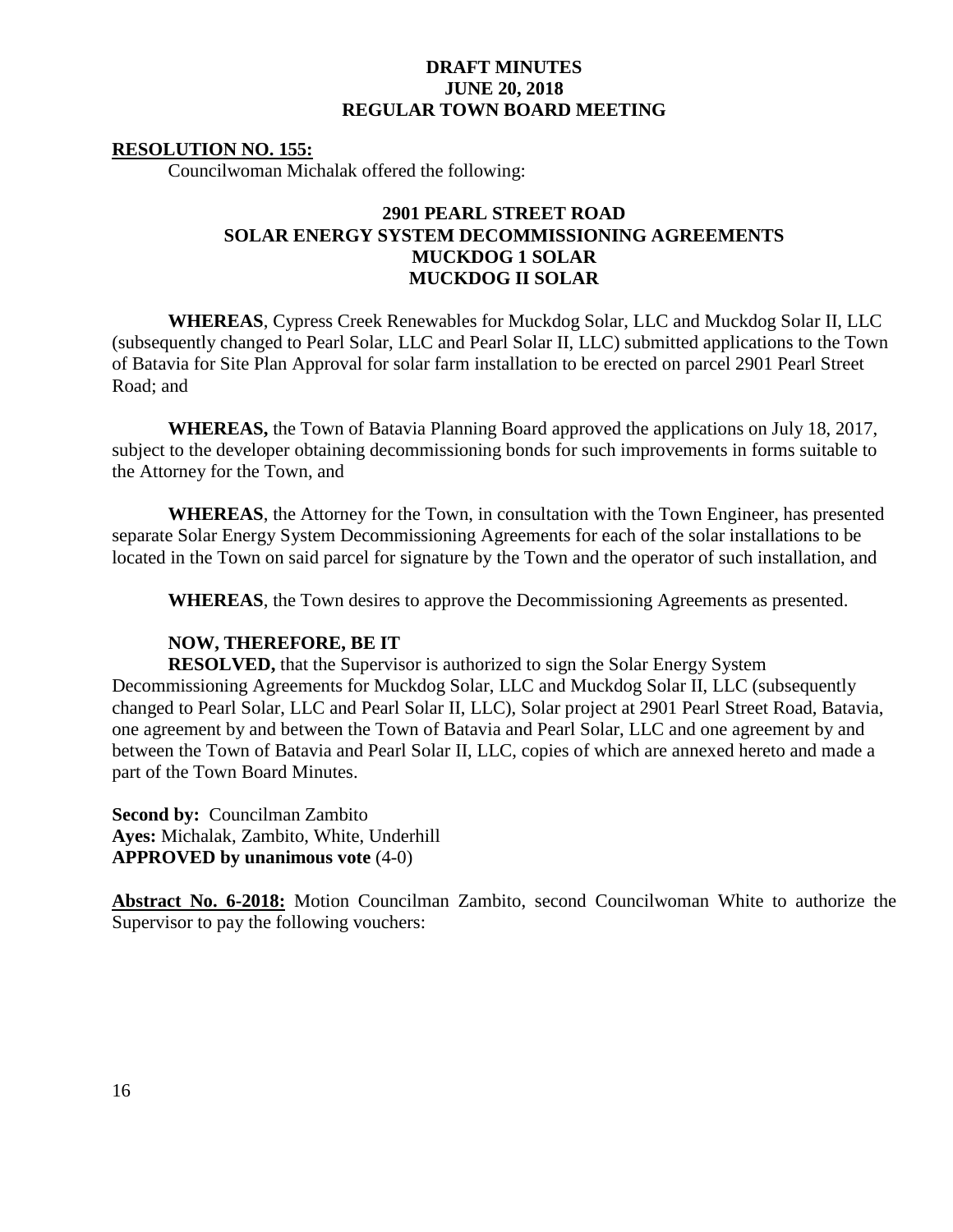**DRAFT MINUTES**
**JUNE 20, 2018**
**REGULAR TOWN BOARD MEETING**

**RESOLUTION NO. 155:**

Councilwoman Michalak offered the following:

**2901 PEARL STREET ROAD**
**SOLAR ENERGY SYSTEM DECOMMISSIONING AGREEMENTS**
**MUCKDOG 1 SOLAR**
**MUCKDOG II SOLAR**

**WHEREAS**, Cypress Creek Renewables for Muckdog Solar, LLC and Muckdog Solar II, LLC (subsequently changed to Pearl Solar, LLC and Pearl Solar II, LLC) submitted applications to the Town of Batavia for Site Plan Approval for solar farm installation to be erected on parcel 2901 Pearl Street Road; and

**WHEREAS,** the Town of Batavia Planning Board approved the applications on July 18, 2017, subject to the developer obtaining decommissioning bonds for such improvements in forms suitable to the Attorney for the Town, and

**WHEREAS**, the Attorney for the Town, in consultation with the Town Engineer, has presented separate Solar Energy System Decommissioning Agreements for each of the solar installations to be located in the Town on said parcel for signature by the Town and the operator of such installation, and

**WHEREAS**, the Town desires to approve the Decommissioning Agreements as presented.

**NOW, THEREFORE, BE IT**

**RESOLVED,** that the Supervisor is authorized to sign the Solar Energy System Decommissioning Agreements for Muckdog Solar, LLC and Muckdog Solar II, LLC (subsequently changed to Pearl Solar, LLC and Pearl Solar II, LLC), Solar project at 2901 Pearl Street Road, Batavia, one agreement by and between the Town of Batavia and Pearl Solar, LLC and one agreement by and between the Town of Batavia and Pearl Solar II, LLC, copies of which are annexed hereto and made a part of the Town Board Minutes.

**Second by:** Councilman Zambito
**Ayes:** Michalak, Zambito, White, Underhill
**APPROVED by unanimous vote** (4-0)

**Abstract No. 6-2018:** Motion Councilman Zambito, second Councilwoman White to authorize the Supervisor to pay the following vouchers: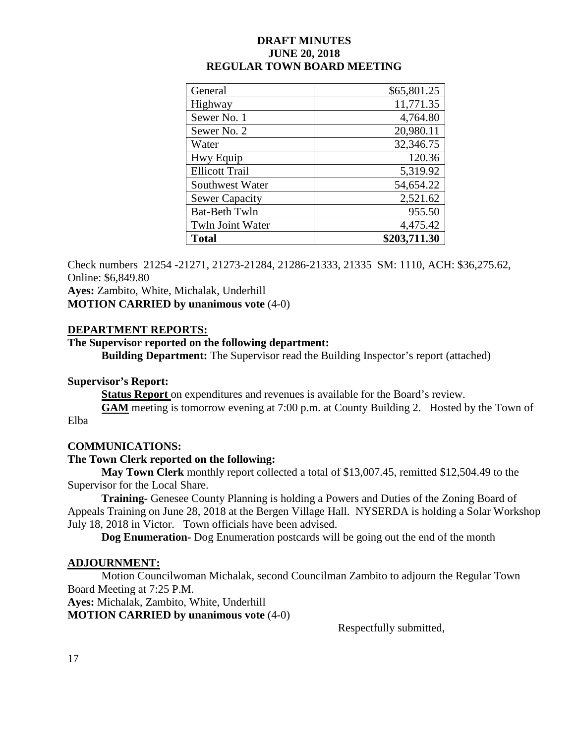**DRAFT MINUTES**
**JUNE 20, 2018**
**REGULAR TOWN BOARD MEETING**

| General | $65,801.25 |
|---|---|
| Highway | 11,771.35 |
| Sewer No. 1 | 4,764.80 |
| Sewer No. 2 | 20,980.11 |
| Water | 32,346.75 |
| Hwy Equip | 120.36 |
| Ellicott Trail | 5,319.92 |
| Southwest Water | 54,654.22 |
| Sewer Capacity | 2,521.62 |
| Bat-Beth Twln | 955.50 |
| Twln Joint Water | 4,475.42 |
| **Total** | **$203,711.30** |

Check numbers 21254 -21271, 21273-21284, 21286-21333, 21335 SM: 1110, ACH: $36,275.62, Online: $6,849.80
**Ayes:** Zambito, White, Michalak, Underhill
**MOTION CARRIED by unanimous vote** (4-0)

## DEPARTMENT REPORTS:

**The Supervisor reported on the following department:**

**Building Department:** The Supervisor read the Building Inspector's report (attached)

**Supervisor's Report:**

**Status Report** on expenditures and revenues is available for the Board's review.

**GAM** meeting is tomorrow evening at 7:00 p.m. at County Building 2. Hosted by the Town of Elba

## COMMUNICATIONS:

**The Town Clerk reported on the following:**

**May Town Clerk** monthly report collected a total of $13,007.45, remitted $12,504.49 to the Supervisor for the Local Share.

**Training-** Genesee County Planning is holding a Powers and Duties of the Zoning Board of Appeals Training on June 28, 2018 at the Bergen Village Hall. NYSERDA is holding a Solar Workshop July 18, 2018 in Victor. Town officials have been advised.

**Dog Enumeration-** Dog Enumeration postcards will be going out the end of the month

## ADJOURNMENT:

Motion Councilwoman Michalak, second Councilman Zambito to adjourn the Regular Town Board Meeting at 7:25 P.M.
**Ayes:** Michalak, Zambito, White, Underhill
**MOTION CARRIED by unanimous vote** (4-0)

Respectfully submitted,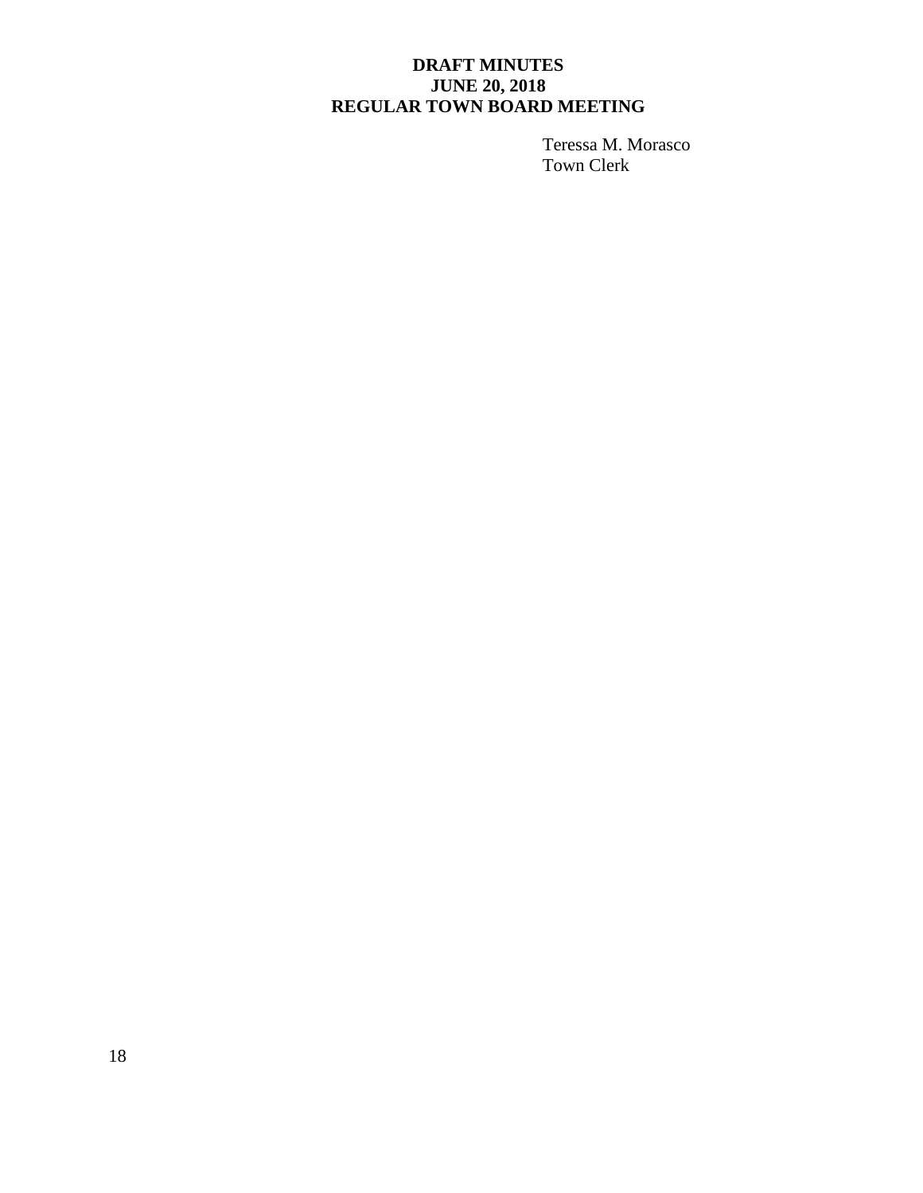Teressa M. Morasco
Town Clerk